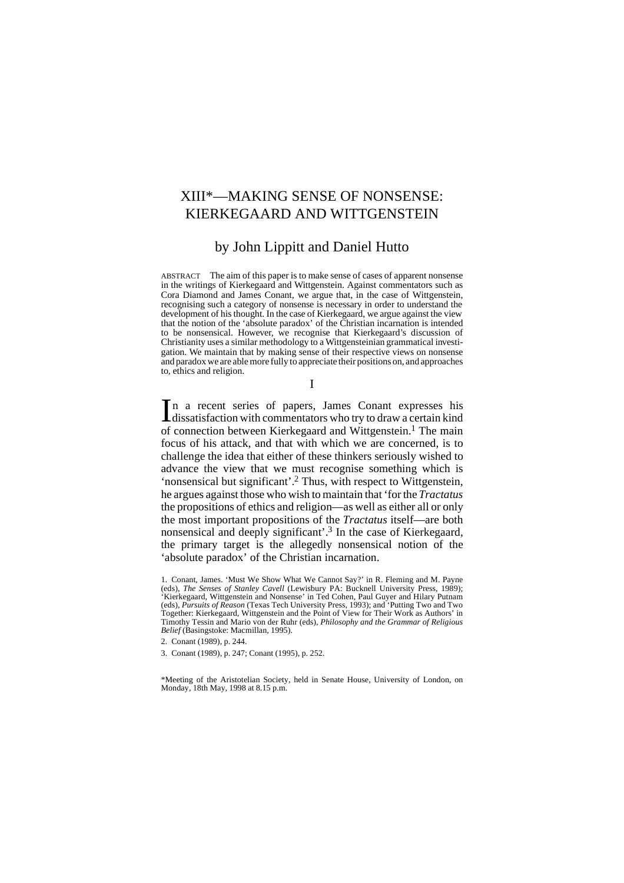# XIII*—MAKING SENSE OF NONSENSE: KIERKEGAARD AND WITTGENSTEIN

## by John Lippitt and Daniel Hutto

ABSTRACT The aim of this paper is to make sense of cases of apparent nonsense in the writings of Kierkegaard and Wittgenstein. Against commentators such as Cora Diamond and James Conant, we argue that, in the case of Wittgenstein, recognising such a category of nonsense is necessary in order to understand the development of his thought. In the case of Kierkegaard, we argue against the view that the notion of the 'absolute paradox' of the Christian incarnation is intended to be nonsensical. However, we recognise that Kierkegaard's discussion of Christianity uses a similar methodology to a Wittgensteinian grammatical investigation. We maintain that by making sense of their respective views on nonsense and paradox we are able more fully to appreciate their positions on, and approaches to, ethics and religion.

## I

In a recent series of papers, James Conant expresses his dissatisfaction with commentators who try to draw a certain kind of connection between Kierkegaard and Wittgenstein.[1] The main focus of his attack, and that with which we are concerned, is to challenge the idea that either of these thinkers seriously wished to advance the view that we must recognise something which is 'nonsensical but significant'.[2] Thus, with respect to Wittgenstein, he argues against those who wish to maintain that 'for the *Tractatus* the propositions of ethics and religion—as well as either all or only the most important propositions of the *Tractatus* itself—are both nonsensical and deeply significant'.[3] In the case of Kierkegaard, the primary target is the allegedly nonsensical notion of the 'absolute paradox' of the Christian incarnation.

1. Conant, James. 'Must We Show What We Cannot Say?' in R. Fleming and M. Payne (eds), *The Senses of Stanley Cavell* (Lewisbury PA: Bucknell University Press, 1989); 'Kierkegaard, Wittgenstein and Nonsense' in Ted Cohen, Paul Guyer and Hilary Putnam (eds), *Pursuits of Reason* (Texas Tech University Press, 1993); and 'Putting Two and Two Together: Kierkegaard, Wittgenstein and the Point of View for Their Work as Authors' in Timothy Tessin and Mario von der Ruhr (eds), *Philosophy and the Grammar of Religious Belief* (Basingstoke: Macmillan, 1995).

2. Conant (1989), p. 244.

3. Conant (1989), p. 247; Conant (1995), p. 252.

*Meeting of the Aristotelian Society, held in Senate House, University of London, on Monday, 18th May, 1998 at 8.15 p.m.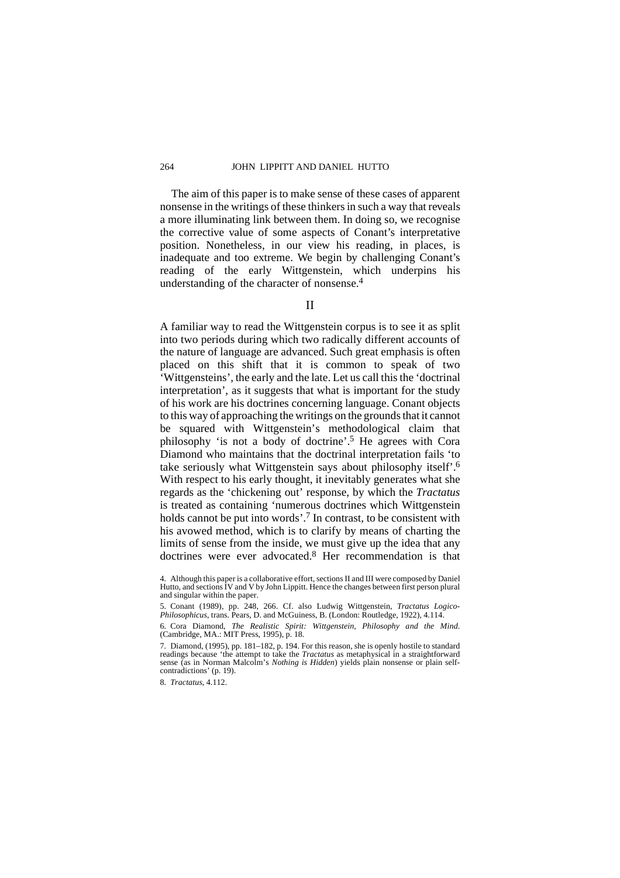The aim of this paper is to make sense of these cases of apparent nonsense in the writings of these thinkers in such a way that reveals a more illuminating link between them. In doing so, we recognise the corrective value of some aspects of Conant's interpretative position. Nonetheless, in our view his reading, in places, is inadequate and too extreme. We begin by challenging Conant's reading of the early Wittgenstein, which underpins his understanding of the character of nonsense.[4]

## II

A familiar way to read the Wittgenstein corpus is to see it as split into two periods during which two radically different accounts of the nature of language are advanced. Such great emphasis is often placed on this shift that it is common to speak of two 'Wittgensteins', the early and the late. Let us call this the 'doctrinal interpretation', as it suggests that what is important for the study of his work are his doctrines concerning language. Conant objects to this way of approaching the writings on the grounds that it cannot be squared with Wittgenstein's methodological claim that philosophy 'is not a body of doctrine'.[5] He agrees with Cora Diamond who maintains that the doctrinal interpretation fails 'to take seriously what Wittgenstein says about philosophy itself'.[6] With respect to his early thought, it inevitably generates what she regards as the 'chickening out' response, by which the *Tractatus* is treated as containing 'numerous doctrines which Wittgenstein holds cannot be put into words'.[7] In contrast, to be consistent with his avowed method, which is to clarify by means of charting the limits of sense from the inside, we must give up the idea that any doctrines were ever advocated.[8] Her recommendation is that

4. Although this paper is a collaborative effort, sections II and III were composed by Daniel Hutto, and sections IV and V by John Lippitt. Hence the changes between first person plural and singular within the paper.

5. Conant (1989), pp. 248, 266. Cf. also Ludwig Wittgenstein, *Tractatus Logico-Philosophicus*, trans. Pears, D. and McGuiness, B. (London: Routledge, 1922), 4.114.

6. Cora Diamond, *The Realistic Spirit: Wittgenstein, Philosophy and the Mind.* (Cambridge, MA.: MIT Press, 1995), p. 18.

7. Diamond, (1995), pp. 181–182, p. 194. For this reason, she is openly hostile to standard readings because 'the attempt to take the *Tractatus* as metaphysical in a straightforward sense (as in Norman Malcolm's *Nothing is Hidden*) yields plain nonsense or plain self-contradictions' (p. 19).

8. *Tractatus*, 4.112.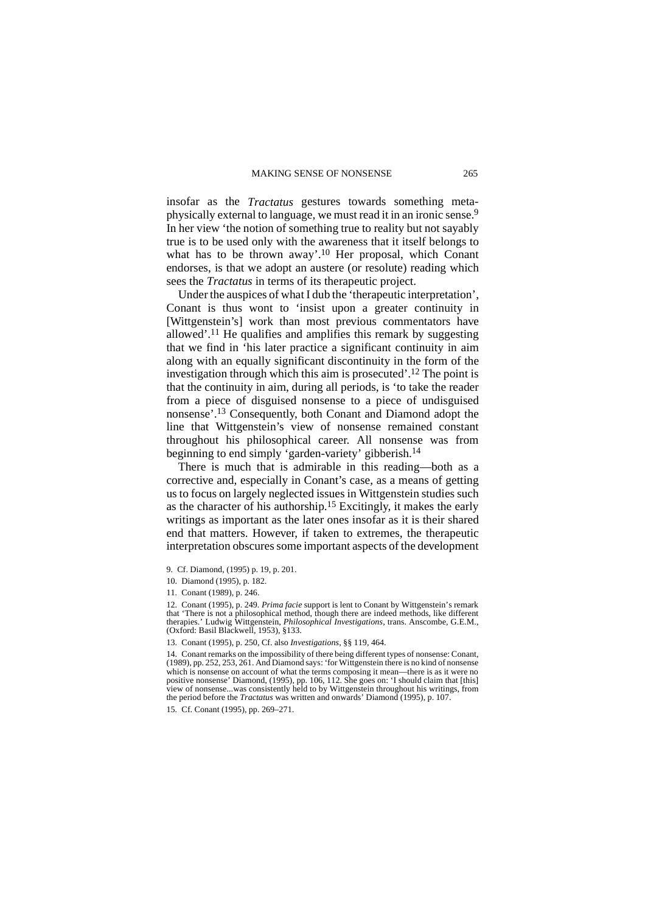insofar as the *Tractatus* gestures towards something metaphysically external to language, we must read it in an ironic sense.[9] In her view 'the notion of something true to reality but not sayably true is to be used only with the awareness that it itself belongs to what has to be thrown away'.[10] Her proposal, which Conant endorses, is that we adopt an austere (or resolute) reading which sees the *Tractatus* in terms of its therapeutic project.

Under the auspices of what I dub the 'therapeutic interpretation', Conant is thus wont to 'insist upon a greater continuity in [Wittgenstein's] work than most previous commentators have allowed'.[11] He qualifies and amplifies this remark by suggesting that we find in 'his later practice a significant continuity in aim along with an equally significant discontinuity in the form of the investigation through which this aim is prosecuted'.[12] The point is that the continuity in aim, during all periods, is 'to take the reader from a piece of disguised nonsense to a piece of undisguised nonsense'.[13] Consequently, both Conant and Diamond adopt the line that Wittgenstein's view of nonsense remained constant throughout his philosophical career. All nonsense was from beginning to end simply 'garden-variety' gibberish.[14]

There is much that is admirable in this reading—both as a corrective and, especially in Conant's case, as a means of getting us to focus on largely neglected issues in Wittgenstein studies such as the character of his authorship.[15] Excitingly, it makes the early writings as important as the later ones insofar as it is their shared end that matters. However, if taken to extremes, the therapeutic interpretation obscures some important aspects of the development

9. Cf. Diamond, (1995) p. 19, p. 201.

10. Diamond (1995), p. 182.

11. Conant (1989), p. 246.

12. Conant (1995), p. 249. *Prima facie* support is lent to Conant by Wittgenstein's remark that 'There is not a philosophical method, though there are indeed methods, like different therapies.' Ludwig Wittgenstein, *Philosophical Investigations*, trans. Anscombe, G.E.M., (Oxford: Basil Blackwell, 1953), §133.

13. Conant (1995), p. 250, Cf. also *Investigations*, §§ 119, 464.

14. Conant remarks on the impossibility of there being different types of nonsense: Conant, (1989), pp. 252, 253, 261. And Diamond says: 'for Wittgenstein there is no kind of nonsense which is nonsense on account of what the terms composing it mean—there is as it were no positive nonsense' Diamond, (1995), pp. 106, 112. She goes on: 'I should claim that [this] view of nonsense...was consistently held to by Wittgenstein throughout his writings, from the period before the *Tractatus* was written and onwards' Diamond (1995), p. 107.

15. Cf. Conant (1995), pp. 269–271.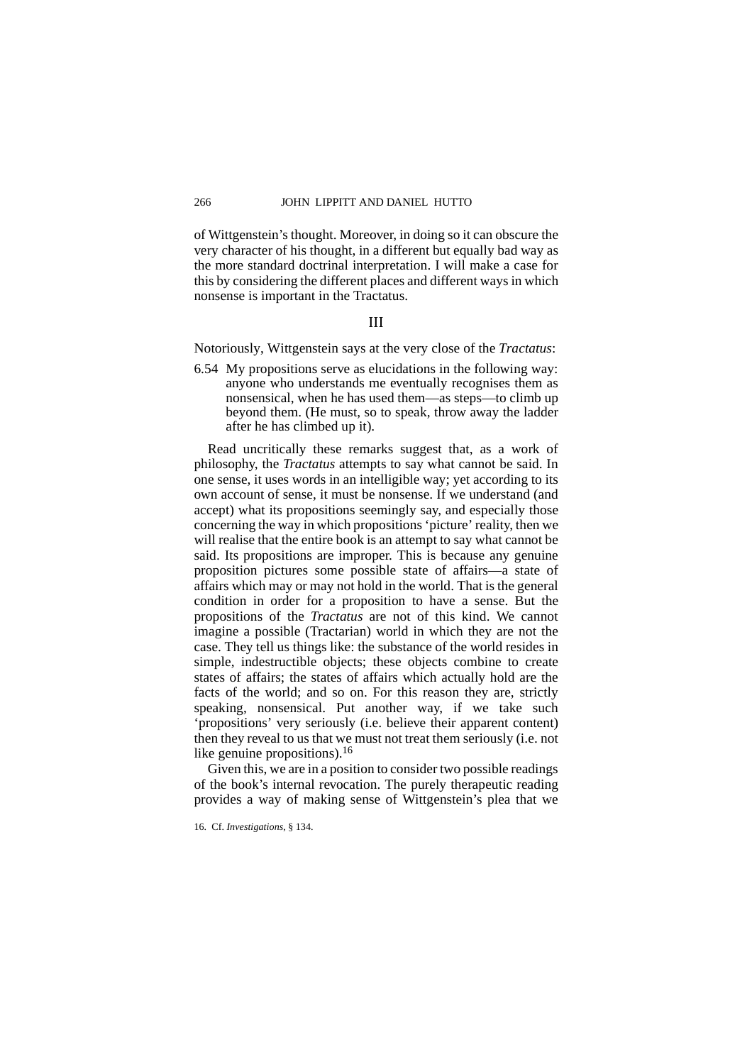of Wittgenstein's thought. Moreover, in doing so it can obscure the very character of his thought, in a different but equally bad way as the more standard doctrinal interpretation. I will make a case for this by considering the different places and different ways in which nonsense is important in the Tractatus.

## III

Notoriously, Wittgenstein says at the very close of the *Tractatus*:

> 6.54 My propositions serve as elucidations in the following way: anyone who understands me eventually recognises them as nonsensical, when he has used them—as steps—to climb up beyond them. (He must, so to speak, throw away the ladder after he has climbed up it).

Read uncritically these remarks suggest that, as a work of philosophy, the *Tractatus* attempts to say what cannot be said. In one sense, it uses words in an intelligible way; yet according to its own account of sense, it must be nonsense. If we understand (and accept) what its propositions seemingly say, and especially those concerning the way in which propositions 'picture' reality, then we will realise that the entire book is an attempt to say what cannot be said. Its propositions are improper. This is because any genuine proposition pictures some possible state of affairs—a state of affairs which may or may not hold in the world. That is the general condition in order for a proposition to have a sense. But the propositions of the *Tractatus* are not of this kind. We cannot imagine a possible (Tractarian) world in which they are not the case. They tell us things like: the substance of the world resides in simple, indestructible objects; these objects combine to create states of affairs; the states of affairs which actually hold are the facts of the world; and so on. For this reason they are, strictly speaking, nonsensical. Put another way, if we take such 'propositions' very seriously (i.e. believe their apparent content) then they reveal to us that we must not treat them seriously (i.e. not like genuine propositions).[16]

Given this, we are in a position to consider two possible readings of the book's internal revocation. The purely therapeutic reading provides a way of making sense of Wittgenstein's plea that we

16. Cf. *Investigations*, § 134.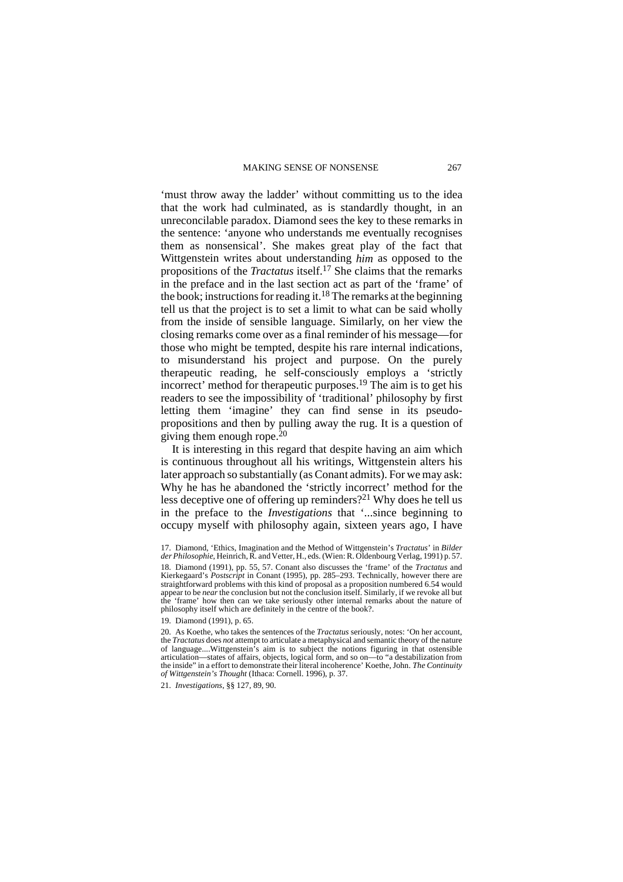'must throw away the ladder' without committing us to the idea that the work had culminated, as is standardly thought, in an unreconcilable paradox. Diamond sees the key to these remarks in the sentence: 'anyone who understands me eventually recognises them as nonsensical'. She makes great play of the fact that Wittgenstein writes about understanding *him* as opposed to the propositions of the *Tractatus* itself.[17] She claims that the remarks in the preface and in the last section act as part of the 'frame' of the book; instructions for reading it.[18] The remarks at the beginning tell us that the project is to set a limit to what can be said wholly from the inside of sensible language. Similarly, on her view the closing remarks come over as a final reminder of his message—for those who might be tempted, despite his rare internal indications, to misunderstand his project and purpose. On the purely therapeutic reading, he self-consciously employs a 'strictly incorrect' method for therapeutic purposes.[19] The aim is to get his readers to see the impossibility of 'traditional' philosophy by first letting them 'imagine' they can find sense in its pseudo-propositions and then by pulling away the rug. It is a question of giving them enough rope.[20]

It is interesting in this regard that despite having an aim which is continuous throughout all his writings, Wittgenstein alters his later approach so substantially (as Conant admits). For we may ask: Why he has he abandoned the 'strictly incorrect' method for the less deceptive one of offering up reminders?[21] Why does he tell us in the preface to the *Investigations* that '...since beginning to occupy myself with philosophy again, sixteen years ago, I have

---

17. Diamond, 'Ethics, Imagination and the Method of Wittgenstein's *Tractatus*' in *Bilder der Philosophie*, Heinrich, R. and Vetter, H., eds. (Wien: R. Oldenbourg Verlag, 1991) p. 57.

18. Diamond (1991), pp. 55, 57. Conant also discusses the 'frame' of the *Tractatus* and Kierkegaard's *Postscript* in Conant (1995), pp. 285–293. Technically, however there are straightforward problems with this kind of proposal as a proposition numbered 6.54 would appear to be *near* the conclusion but not the conclusion itself. Similarly, if we revoke all but the 'frame' how then can we take seriously other internal remarks about the nature of philosophy itself which are definitely in the centre of the book?.

19. Diamond (1991), p. 65.

20. As Koethe, who takes the sentences of the *Tractatus* seriously, notes: 'On her account, the *Tractatus* does *not* attempt to articulate a metaphysical and semantic theory of the nature of language....Wittgenstein's aim is to subject the notions figuring in that ostensible articulation—states of affairs, objects, logical form, and so on—to "a destabilization from the inside" in a effort to demonstrate their literal incoherence' Koethe, John. *The Continuity of Wittgenstein's Thought* (Ithaca: Cornell. 1996), p. 37.

21. *Investigations*, §§ 127, 89, 90.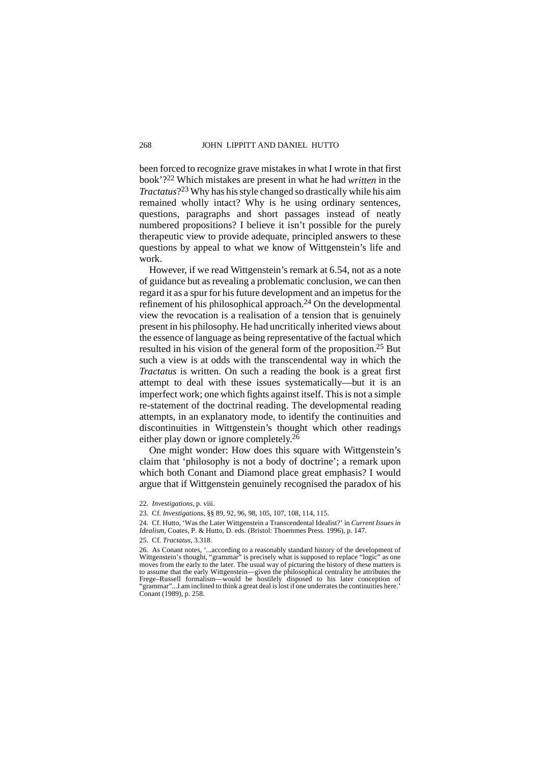been forced to recognize grave mistakes in what I wrote in that first book'?[22] Which mistakes are present in what he had *written* in the *Tractatus*?[23] Why has his style changed so drastically while his aim remained wholly intact? Why is he using ordinary sentences, questions, paragraphs and short passages instead of neatly numbered propositions? I believe it isn't possible for the purely therapeutic view to provide adequate, principled answers to these questions by appeal to what we know of Wittgenstein's life and work.

However, if we read Wittgenstein's remark at 6.54, not as a note of guidance but as revealing a problematic conclusion, we can then regard it as a spur for his future development and an impetus for the refinement of his philosophical approach.[24] On the developmental view the revocation is a realisation of a tension that is genuinely present in his philosophy. He had uncritically inherited views about the essence of language as being representative of the factual which resulted in his vision of the general form of the proposition.[25] But such a view is at odds with the transcendental way in which the *Tractatus* is written. On such a reading the book is a great first attempt to deal with these issues systematically—but it is an imperfect work; one which fights against itself. This is not a simple re-statement of the doctrinal reading. The developmental reading attempts, in an explanatory mode, to identify the continuities and discontinuities in Wittgenstein's thought which other readings either play down or ignore completely.[26]

One might wonder: How does this square with Wittgenstein's claim that 'philosophy is not a body of doctrine'; a remark upon which both Conant and Diamond place great emphasis? I would argue that if Wittgenstein genuinely recognised the paradox of his

22. *Investigations*, p. viii.

23. Cf. *Investigations*, §§ 89, 92, 96, 98, 105, 107, 108, 114, 115.

24. Cf. Hutto, 'Was the Later Wittgenstein a Transcendental Idealist?' in *Current Issues in Idealism*, Coates, P. & Hutto, D. eds. (Bristol: Thoemmes Press. 1996), p. 147.

25. Cf. *Tractatus*, 3.318.

26. As Conant notes, '...according to a reasonably standard history of the development of Wittgenstein's thought, "grammar" is precisely what is supposed to replace "logic" as one moves from the early to the later. The usual way of picturing the history of these matters is to assume that the early Wittgenstein—given the philosophical centrality he attributes the Frege–Russell formalism—would be hostilely disposed to his later conception of "grammar"...I am inclined to think a great deal is lost if one underrates the continuities here.' Conant (1989), p. 258.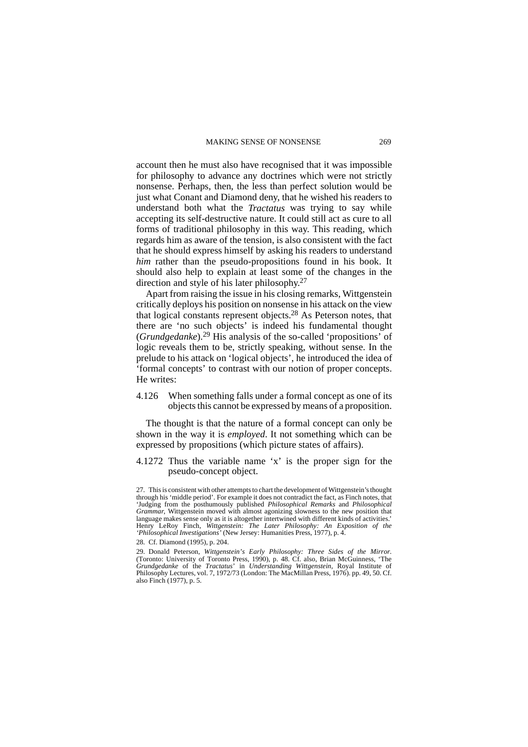account then he must also have recognised that it was impossible for philosophy to advance any doctrines which were not strictly nonsense. Perhaps, then, the less than perfect solution would be just what Conant and Diamond deny, that he wished his readers to understand both what the *Tractatus* was trying to say while accepting its self-destructive nature. It could still act as cure to all forms of traditional philosophy in this way. This reading, which regards him as aware of the tension, is also consistent with the fact that he should express himself by asking his readers to understand *him* rather than the pseudo-propositions found in his book. It should also help to explain at least some of the changes in the direction and style of his later philosophy.[27]

Apart from raising the issue in his closing remarks, Wittgenstein critically deploys his position on nonsense in his attack on the view that logical constants represent objects.[28] As Peterson notes, that there are 'no such objects' is indeed his fundamental thought (*Grundgedanke*).[29] His analysis of the so-called 'propositions' of logic reveals them to be, strictly speaking, without sense. In the prelude to his attack on 'logical objects', he introduced the idea of 'formal concepts' to contrast with our notion of proper concepts. He writes:

> 4.126 When something falls under a formal concept as one of its objects this cannot be expressed by means of a proposition.

The thought is that the nature of a formal concept can only be shown in the way it is *employed*. It not something which can be expressed by propositions (which picture states of affairs).

> 4.1272 Thus the variable name 'x' is the proper sign for the pseudo-concept object.

27. This is consistent with other attempts to chart the development of Wittgenstein's thought through his 'middle period'. For example it does not contradict the fact, as Finch notes, that 'Judging from the posthumously published *Philosophical Remarks* and *Philosophical Grammar*, Wittgenstein moved with almost agonizing slowness to the new position that language makes sense only as it is altogether intertwined with different kinds of activities.' Henry LeRoy Finch, *Wittgenstein: The Later Philosophy: An Exposition of the 'Philosophical Investigations'* (New Jersey: Humanities Press, 1977), p. 4.

28. Cf. Diamond (1995), p. 204.

29. Donald Peterson, *Wittgenstein's Early Philosophy: Three Sides of the Mirror*. (Toronto: University of Toronto Press, 1990), p. 48. Cf. also, Brian McGuinness, 'The *Grundgedanke* of the *Tractatus*' in *Understanding Wittgenstein*, Royal Institute of Philosophy Lectures, vol. 7, 1972/73 (London: The MacMillan Press, 1976). pp. 49, 50. Cf. also Finch (1977), p. 5.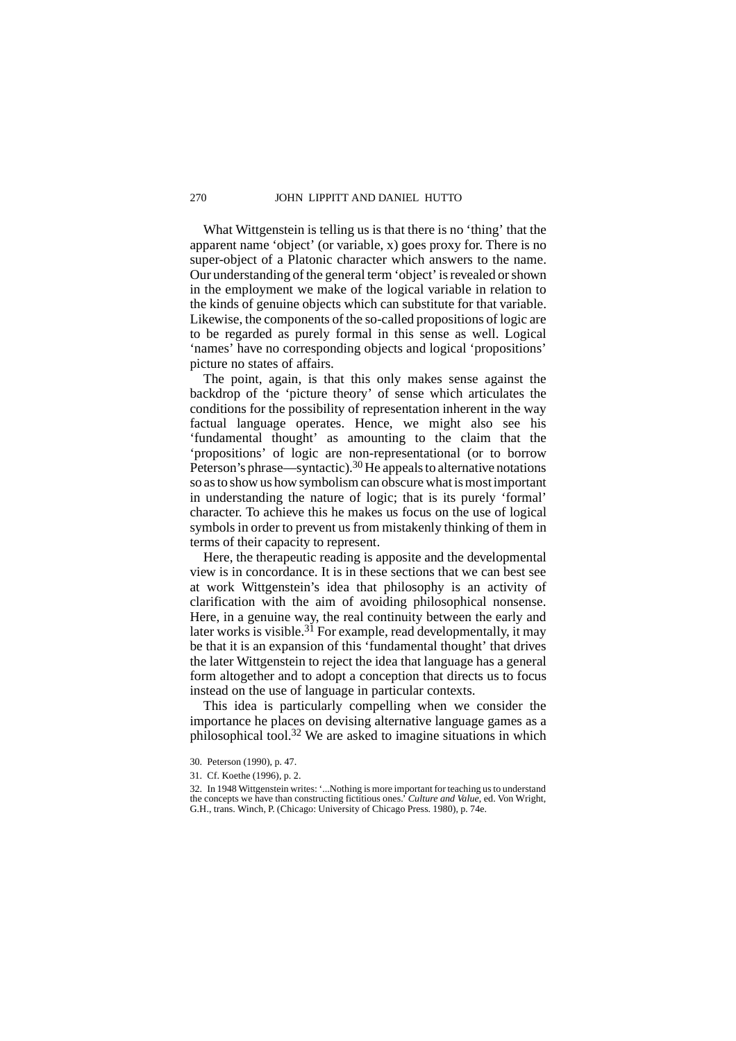What Wittgenstein is telling us is that there is no 'thing' that the apparent name 'object' (or variable, x) goes proxy for. There is no super-object of a Platonic character which answers to the name. Our understanding of the general term 'object' is revealed or shown in the employment we make of the logical variable in relation to the kinds of genuine objects which can substitute for that variable. Likewise, the components of the so-called propositions of logic are to be regarded as purely formal in this sense as well. Logical 'names' have no corresponding objects and logical 'propositions' picture no states of affairs.

The point, again, is that this only makes sense against the backdrop of the 'picture theory' of sense which articulates the conditions for the possibility of representation inherent in the way factual language operates. Hence, we might also see his 'fundamental thought' as amounting to the claim that the 'propositions' of logic are non-representational (or to borrow Peterson's phrase—syntactic).[30] He appeals to alternative notations so as to show us how symbolism can obscure what is most important in understanding the nature of logic; that is its purely 'formal' character. To achieve this he makes us focus on the use of logical symbols in order to prevent us from mistakenly thinking of them in terms of their capacity to represent.

Here, the therapeutic reading is apposite and the developmental view is in concordance. It is in these sections that we can best see at work Wittgenstein's idea that philosophy is an activity of clarification with the aim of avoiding philosophical nonsense. Here, in a genuine way, the real continuity between the early and later works is visible.[31] For example, read developmentally, it may be that it is an expansion of this 'fundamental thought' that drives the later Wittgenstein to reject the idea that language has a general form altogether and to adopt a conception that directs us to focus instead on the use of language in particular contexts.

This idea is particularly compelling when we consider the importance he places on devising alternative language games as a philosophical tool.[32] We are asked to imagine situations in which

30. Peterson (1990), p. 47.

31. Cf. Koethe (1996), p. 2.

32. In 1948 Wittgenstein writes: '...Nothing is more important for teaching us to understand the concepts we have than constructing fictitious ones.' *Culture and Value*, ed. Von Wright, G.H., trans. Winch, P. (Chicago: University of Chicago Press. 1980), p. 74e.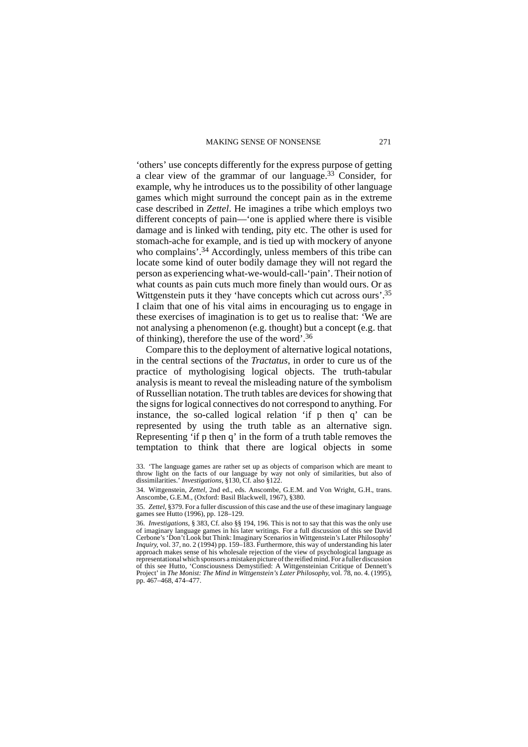'others' use concepts differently for the express purpose of getting a clear view of the grammar of our language.[33] Consider, for example, why he introduces us to the possibility of other language games which might surround the concept pain as in the extreme case described in *Zettel*. He imagines a tribe which employs two different concepts of pain—'one is applied where there is visible damage and is linked with tending, pity etc. The other is used for stomach-ache for example, and is tied up with mockery of anyone who complains'.[34] Accordingly, unless members of this tribe can locate some kind of outer bodily damage they will not regard the person as experiencing what-we-would-call-'pain'. Their notion of what counts as pain cuts much more finely than would ours. Or as Wittgenstein puts it they 'have concepts which cut across ours'.[35] I claim that one of his vital aims in encouraging us to engage in these exercises of imagination is to get us to realise that: 'We are not analysing a phenomenon (e.g. thought) but a concept (e.g. that of thinking), therefore the use of the word'.[36]

Compare this to the deployment of alternative logical notations, in the central sections of the *Tractatus*, in order to cure us of the practice of mythologising logical objects. The truth-tabular analysis is meant to reveal the misleading nature of the symbolism of Russellian notation. The truth tables are devices for showing that the signs for logical connectives do not correspond to anything. For instance, the so-called logical relation 'if p then q' can be represented by using the truth table as an alternative sign. Representing 'if p then q' in the form of a truth table removes the temptation to think that there are logical objects in some

33. 'The language games are rather set up as objects of comparison which are meant to throw light on the facts of our language by way not only of similarities, but also of dissimilarities.' *Investigations*, §130, Cf. also §122.

34. Wittgenstein, *Zettel*, 2nd ed., eds. Anscombe, G.E.M. and Von Wright, G.H., trans. Anscombe, G.E.M., (Oxford: Basil Blackwell, 1967), §380.

35. *Zettel*, §379. For a fuller discussion of this case and the use of these imaginary language games see Hutto (1996), pp. 128–129.

36. *Investigations*, § 383, Cf. also §§ 194, 196. This is not to say that this was the only use of imaginary language games in his later writings. For a full discussion of this see David Cerbone's 'Don't Look but Think: Imaginary Scenarios in Wittgenstein's Later Philosophy' *Inquiry*, vol. 37, no. 2 (1994) pp. 159–183. Furthermore, this way of understanding his later approach makes sense of his wholesale rejection of the view of psychological language as representational which sponsors a mistaken picture of the reified mind. For a fuller discussion of this see Hutto, 'Consciousness Demystified: A Wittgensteinian Critique of Dennett's Project' in *The Monist: The Mind in Wittgenstein's Later Philosophy*, vol. 78, no. 4. (1995), pp. 467–468, 474–477.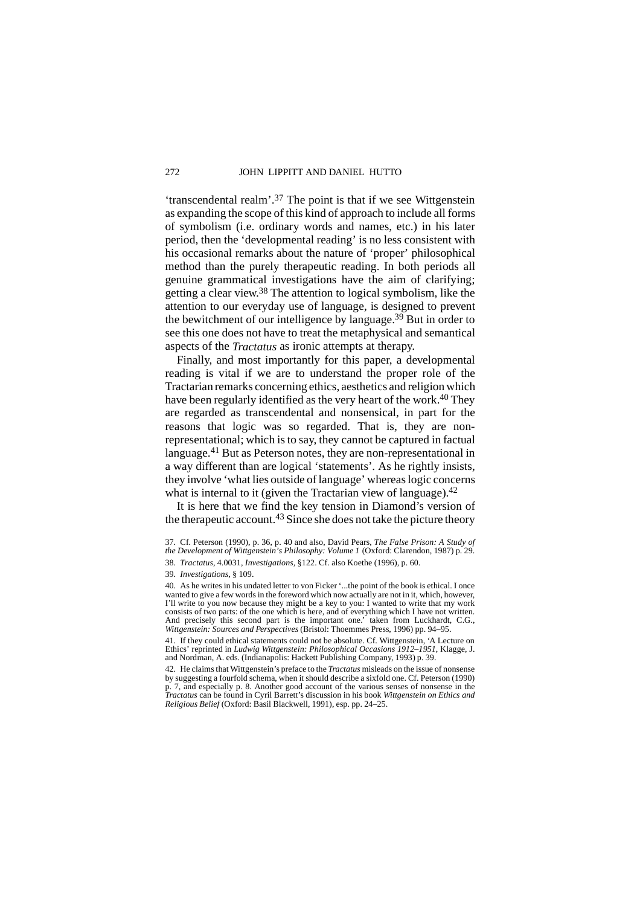'transcendental realm'.[37] The point is that if we see Wittgenstein as expanding the scope of this kind of approach to include all forms of symbolism (i.e. ordinary words and names, etc.) in his later period, then the 'developmental reading' is no less consistent with his occasional remarks about the nature of 'proper' philosophical method than the purely therapeutic reading. In both periods all genuine grammatical investigations have the aim of clarifying; getting a clear view.[38] The attention to logical symbolism, like the attention to our everyday use of language, is designed to prevent the bewitchment of our intelligence by language.[39] But in order to see this one does not have to treat the metaphysical and semantical aspects of the *Tractatus* as ironic attempts at therapy.

Finally, and most importantly for this paper, a developmental reading is vital if we are to understand the proper role of the Tractarian remarks concerning ethics, aesthetics and religion which have been regularly identified as the very heart of the work.[40] They are regarded as transcendental and nonsensical, in part for the reasons that logic was so regarded. That is, they are non-representational; which is to say, they cannot be captured in factual language.[41] But as Peterson notes, they are non-representational in a way different than are logical 'statements'. As he rightly insists, they involve 'what lies outside of language' whereas logic concerns what is internal to it (given the Tractarian view of language).[42]

It is here that we find the key tension in Diamond's version of the therapeutic account.[43] Since she does not take the picture theory

37. Cf. Peterson (1990), p. 36, p. 40 and also, David Pears, *The False Prison: A Study of the Development of Wittgenstein's Philosophy: Volume 1* (Oxford: Clarendon, 1987) p. 29.

38. *Tractatus*, 4.0031, *Investigations*, §122. Cf. also Koethe (1996), p. 60.

39. *Investigations*, § 109.

40. As he writes in his undated letter to von Ficker '...the point of the book is ethical. I once wanted to give a few words in the foreword which now actually are not in it, which, however, I'll write to you now because they might be a key to you: I wanted to write that my work consists of two parts: of the one which is here, and of everything which I have not written. And precisely this second part is the important one.' taken from Luckhardt, C.G., *Wittgenstein: Sources and Perspectives* (Bristol: Thoemmes Press, 1996) pp. 94–95.

41. If they could ethical statements could not be absolute. Cf. Wittgenstein, 'A Lecture on Ethics' reprinted in *Ludwig Wittgenstein: Philosophical Occasions 1912–1951*, Klagge, J. and Nordman, A. eds. (Indianapolis: Hackett Publishing Company, 1993) p. 39.

42. He claims that Wittgenstein's preface to the *Tractatus* misleads on the issue of nonsense by suggesting a fourfold schema, when it should describe a sixfold one. Cf. Peterson (1990) p. 7, and especially p. 8. Another good account of the various senses of nonsense in the *Tractatus* can be found in Cyril Barrett's discussion in his book *Wittgenstein on Ethics and Religious Belief* (Oxford: Basil Blackwell, 1991), esp. pp. 24–25.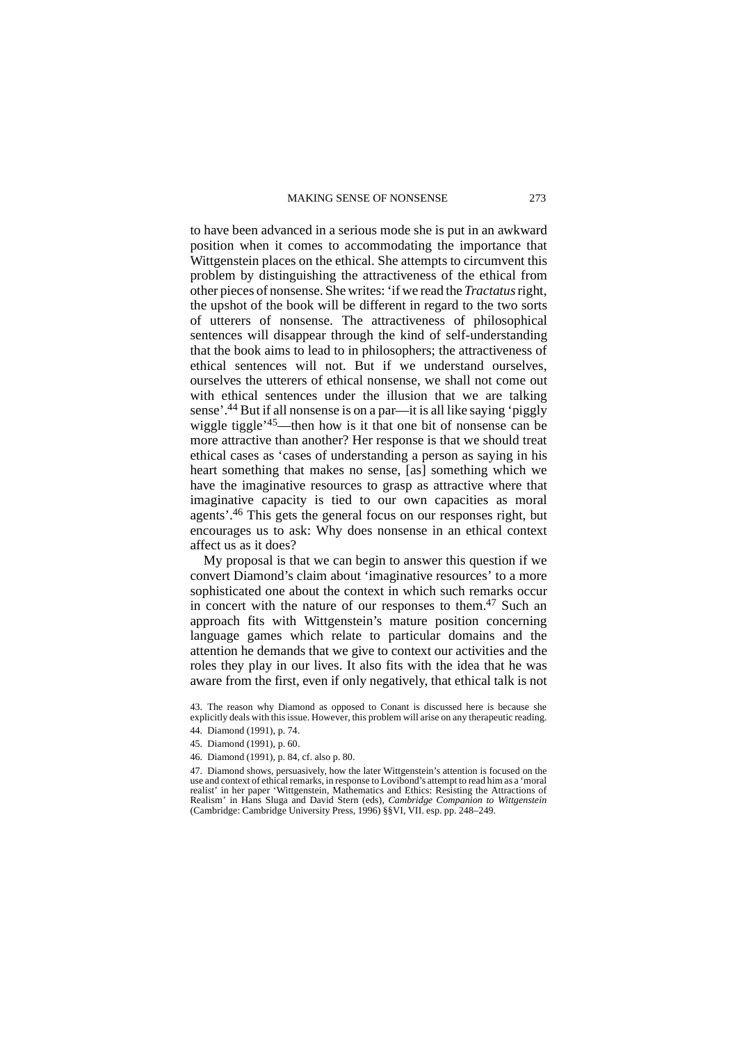to have been advanced in a serious mode she is put in an awkward position when it comes to accommodating the importance that Wittgenstein places on the ethical. She attempts to circumvent this problem by distinguishing the attractiveness of the ethical from other pieces of nonsense. She writes: 'if we read the *Tractatus* right, the upshot of the book will be different in regard to the two sorts of utterers of nonsense. The attractiveness of philosophical sentences will disappear through the kind of self-understanding that the book aims to lead to in philosophers; the attractiveness of ethical sentences will not. But if we understand ourselves, ourselves the utterers of ethical nonsense, we shall not come out with ethical sentences under the illusion that we are talking sense'.[44] But if all nonsense is on a par—it is all like saying 'piggly wiggle tiggle'[45]—then how is it that one bit of nonsense can be more attractive than another? Her response is that we should treat ethical cases as 'cases of understanding a person as saying in his heart something that makes no sense, [as] something which we have the imaginative resources to grasp as attractive where that imaginative capacity is tied to our own capacities as moral agents'.[46] This gets the general focus on our responses right, but encourages us to ask: Why does nonsense in an ethical context affect us as it does?

My proposal is that we can begin to answer this question if we convert Diamond's claim about 'imaginative resources' to a more sophisticated one about the context in which such remarks occur in concert with the nature of our responses to them.[47] Such an approach fits with Wittgenstein's mature position concerning language games which relate to particular domains and the attention he demands that we give to context our activities and the roles they play in our lives. It also fits with the idea that he was aware from the first, even if only negatively, that ethical talk is not

43. The reason why Diamond as opposed to Conant is discussed here is because she explicitly deals with this issue. However, this problem will arise on any therapeutic reading.

44. Diamond (1991), p. 74.

45. Diamond (1991), p. 60.

46. Diamond (1991), p. 84, cf. also p. 80.

47. Diamond shows, persuasively, how the later Wittgenstein's attention is focused on the use and context of ethical remarks, in response to Lovibond's attempt to read him as a 'moral realist' in her paper 'Wittgenstein, Mathematics and Ethics: Resisting the Attractions of Realism' in Hans Sluga and David Stern (eds), *Cambridge Companion to Wittgenstein* (Cambridge: Cambridge University Press, 1996) §§VI, VII. esp. pp. 248–249.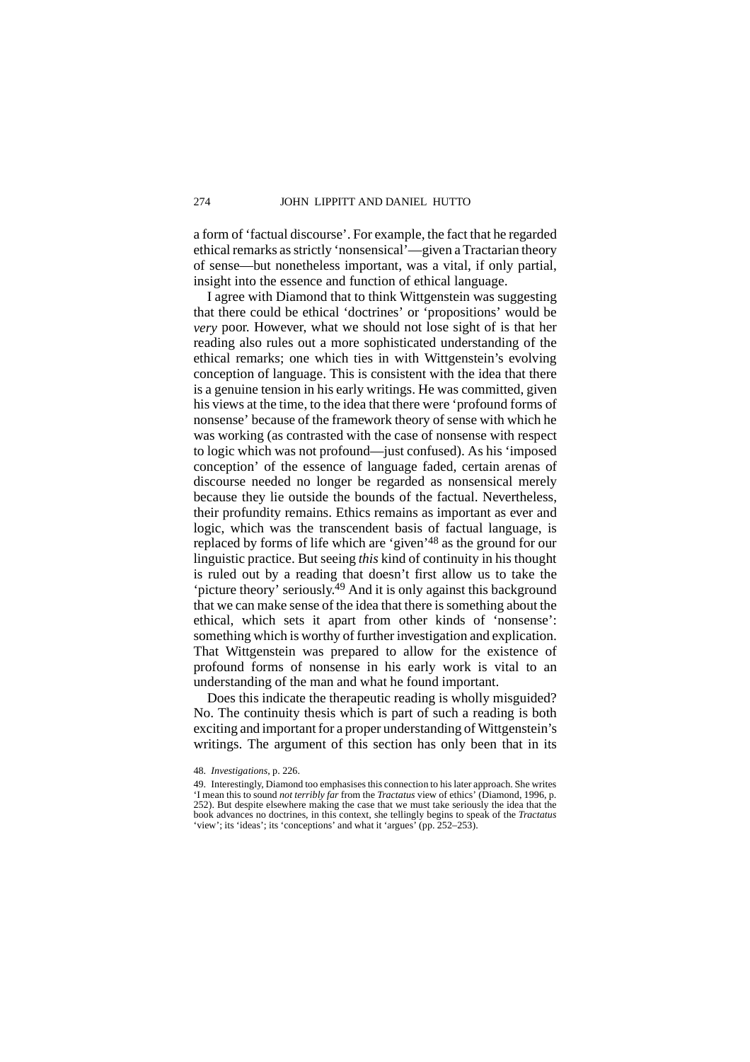a form of 'factual discourse'. For example, the fact that he regarded ethical remarks as strictly 'nonsensical'—given a Tractarian theory of sense—but nonetheless important, was a vital, if only partial, insight into the essence and function of ethical language.

I agree with Diamond that to think Wittgenstein was suggesting that there could be ethical 'doctrines' or 'propositions' would be *very* poor. However, what we should not lose sight of is that her reading also rules out a more sophisticated understanding of the ethical remarks; one which ties in with Wittgenstein's evolving conception of language. This is consistent with the idea that there is a genuine tension in his early writings. He was committed, given his views at the time, to the idea that there were 'profound forms of nonsense' because of the framework theory of sense with which he was working (as contrasted with the case of nonsense with respect to logic which was not profound—just confused). As his 'imposed conception' of the essence of language faded, certain arenas of discourse needed no longer be regarded as nonsensical merely because they lie outside the bounds of the factual. Nevertheless, their profundity remains. Ethics remains as important as ever and logic, which was the transcendent basis of factual language, is replaced by forms of life which are 'given'[48] as the ground for our linguistic practice. But seeing *this* kind of continuity in his thought is ruled out by a reading that doesn't first allow us to take the 'picture theory' seriously.[49] And it is only against this background that we can make sense of the idea that there is something about the ethical, which sets it apart from other kinds of 'nonsense': something which is worthy of further investigation and explication. That Wittgenstein was prepared to allow for the existence of profound forms of nonsense in his early work is vital to an understanding of the man and what he found important.

Does this indicate the therapeutic reading is wholly misguided? No. The continuity thesis which is part of such a reading is both exciting and important for a proper understanding of Wittgenstein's writings. The argument of this section has only been that in its

48. *Investigations*, p. 226.

49. Interestingly, Diamond too emphasises this connection to his later approach. She writes 'I mean this to sound *not terribly far* from the *Tractatus* view of ethics' (Diamond, 1996, p. 252). But despite elsewhere making the case that we must take seriously the idea that the book advances no doctrines, in this context, she tellingly begins to speak of the *Tractatus* 'view'; its 'ideas'; its 'conceptions' and what it 'argues' (pp. 252–253).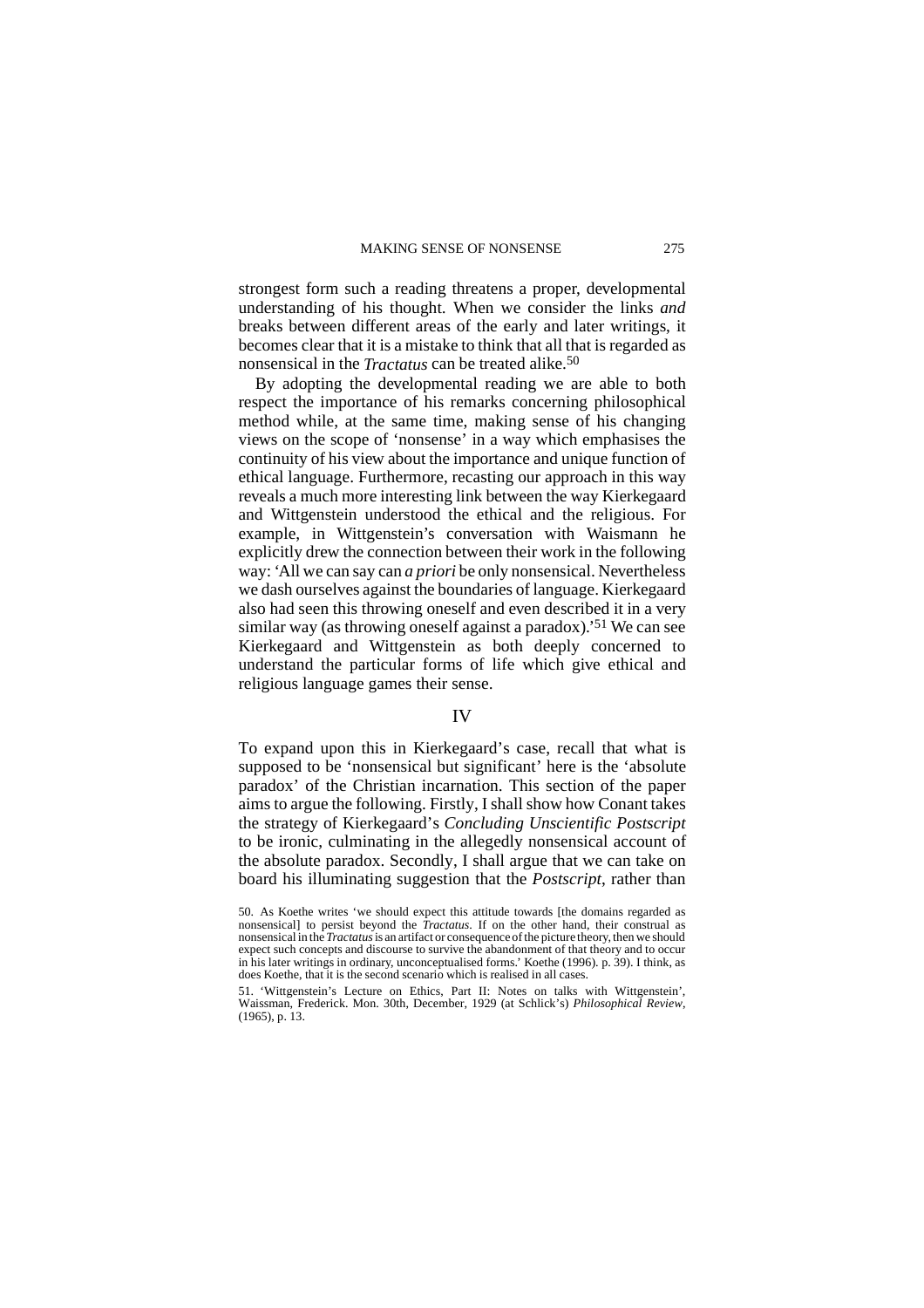strongest form such a reading threatens a proper, developmental understanding of his thought. When we consider the links *and* breaks between different areas of the early and later writings, it becomes clear that it is a mistake to think that all that is regarded as nonsensical in the *Tractatus* can be treated alike.[50]

By adopting the developmental reading we are able to both respect the importance of his remarks concerning philosophical method while, at the same time, making sense of his changing views on the scope of 'nonsense' in a way which emphasises the continuity of his view about the importance and unique function of ethical language. Furthermore, recasting our approach in this way reveals a much more interesting link between the way Kierkegaard and Wittgenstein understood the ethical and the religious. For example, in Wittgenstein's conversation with Waismann he explicitly drew the connection between their work in the following way: 'All we can say can *a priori* be only nonsensical. Nevertheless we dash ourselves against the boundaries of language. Kierkegaard also had seen this throwing oneself and even described it in a very similar way (as throwing oneself against a paradox).'[51] We can see Kierkegaard and Wittgenstein as both deeply concerned to understand the particular forms of life which give ethical and religious language games their sense.

## IV

To expand upon this in Kierkegaard's case, recall that what is supposed to be 'nonsensical but significant' here is the 'absolute paradox' of the Christian incarnation. This section of the paper aims to argue the following. Firstly, I shall show how Conant takes the strategy of Kierkegaard's *Concluding Unscientific Postscript* to be ironic, culminating in the allegedly nonsensical account of the absolute paradox. Secondly, I shall argue that we can take on board his illuminating suggestion that the *Postscript*, rather than

50. As Koethe writes 'we should expect this attitude towards [the domains regarded as nonsensical] to persist beyond the *Tractatus*. If on the other hand, their construal as nonsensical in the *Tractatus* is an artifact or consequence of the picture theory, then we should expect such concepts and discourse to survive the abandonment of that theory and to occur in his later writings in ordinary, unconceptualised forms.' Koethe (1996). p. 39). I think, as does Koethe, that it is the second scenario which is realised in all cases.

51. 'Wittgenstein's Lecture on Ethics, Part II: Notes on talks with Wittgenstein', Waissman, Frederick. Mon. 30th, December, 1929 (at Schlick's) *Philosophical Review*, (1965), p. 13.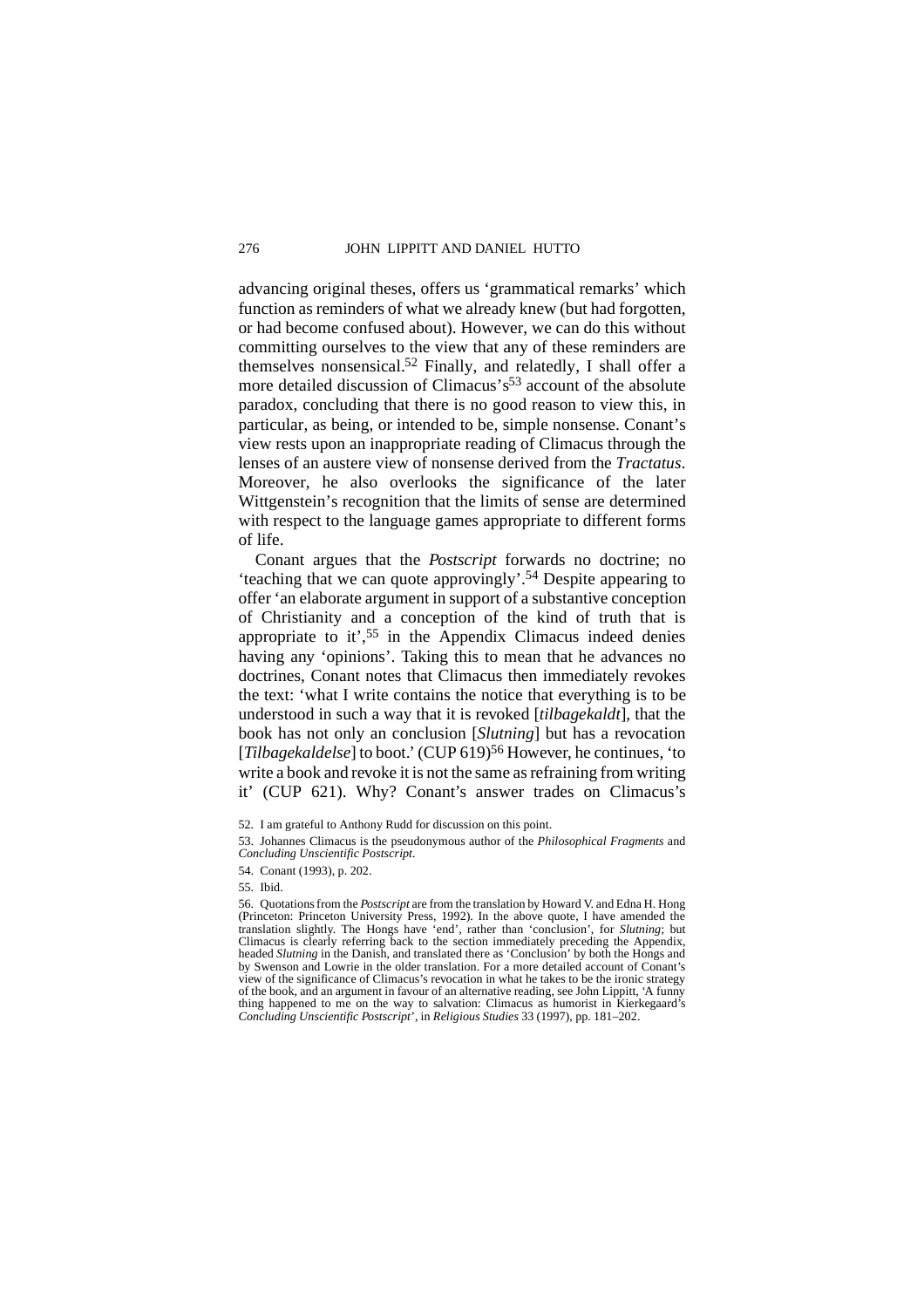advancing original theses, offers us 'grammatical remarks' which function as reminders of what we already knew (but had forgotten, or had become confused about). However, we can do this without committing ourselves to the view that any of these reminders are themselves nonsensical.[52] Finally, and relatedly, I shall offer a more detailed discussion of Climacus's[53] account of the absolute paradox, concluding that there is no good reason to view this, in particular, as being, or intended to be, simple nonsense. Conant's view rests upon an inappropriate reading of Climacus through the lenses of an austere view of nonsense derived from the *Tractatus*. Moreover, he also overlooks the significance of the later Wittgenstein's recognition that the limits of sense are determined with respect to the language games appropriate to different forms of life.

Conant argues that the *Postscript* forwards no doctrine; no 'teaching that we can quote approvingly'.[54] Despite appearing to offer 'an elaborate argument in support of a substantive conception of Christianity and a conception of the kind of truth that is appropriate to it',[55] in the Appendix Climacus indeed denies having any 'opinions'. Taking this to mean that he advances no doctrines, Conant notes that Climacus then immediately revokes the text: 'what I write contains the notice that everything is to be understood in such a way that it is revoked [*tilbagekaldt*], that the book has not only an conclusion [*Slutning*] but has a revocation [*Tilbagekaldelse*] to boot.' (CUP 619)[56] However, he continues, 'to write a book and revoke it is not the same as refraining from writing it' (CUP 621). Why? Conant's answer trades on Climacus's

52. I am grateful to Anthony Rudd for discussion on this point.

53. Johannes Climacus is the pseudonymous author of the *Philosophical Fragments* and *Concluding Unscientific Postscript*.

54. Conant (1993), p. 202.

55. Ibid.

56. Quotations from the *Postscript* are from the translation by Howard V. and Edna H. Hong (Princeton: Princeton University Press, 1992). In the above quote, I have amended the translation slightly. The Hongs have 'end', rather than 'conclusion', for *Slutning*; but Climacus is clearly referring back to the section immediately preceding the Appendix, headed *Slutning* in the Danish, and translated there as 'Conclusion' by both the Hongs and by Swenson and Lowrie in the older translation. For a more detailed account of Conant's view of the significance of Climacus's revocation in what he takes to be the ironic strategy of the book, and an argument in favour of an alternative reading, see John Lippitt, 'A funny thing happened to me on the way to salvation: Climacus as humorist in Kierkegaard's *Concluding Unscientific Postscript*', in *Religious Studies* 33 (1997), pp. 181–202.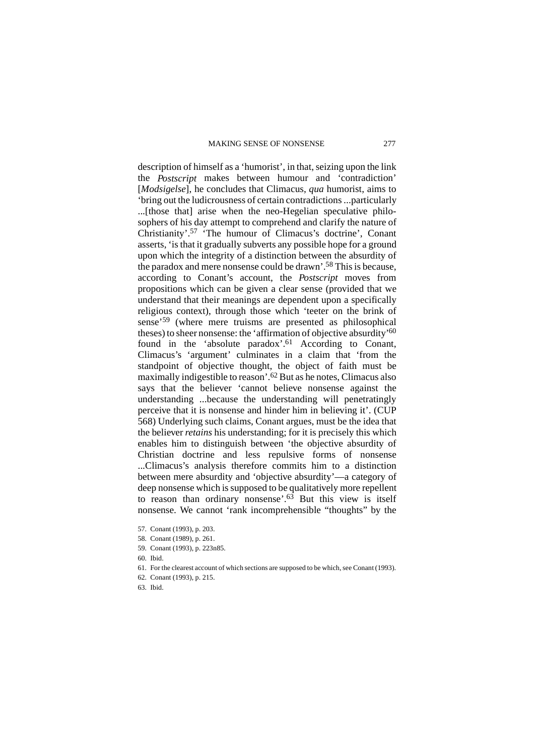description of himself as a 'humorist', in that, seizing upon the link the *Postscript* makes between humour and 'contradiction' [*Modsigelse*], he concludes that Climacus, *qua* humorist, aims to 'bring out the ludicrousness of certain contradictions ...particularly ...[those that] arise when the neo-Hegelian speculative philosophers of his day attempt to comprehend and clarify the nature of Christianity'.[57] 'The humour of Climacus's doctrine', Conant asserts, 'is that it gradually subverts any possible hope for a ground upon which the integrity of a distinction between the absurdity of the paradox and mere nonsense could be drawn'.[58] This is because, according to Conant's account, the *Postscript* moves from propositions which can be given a clear sense (provided that we understand that their meanings are dependent upon a specifically religious context), through those which 'teeter on the brink of sense'[59] (where mere truisms are presented as philosophical theses) to sheer nonsense: the 'affirmation of objective absurdity'[60] found in the 'absolute paradox'.[61] According to Conant, Climacus's 'argument' culminates in a claim that 'from the standpoint of objective thought, the object of faith must be maximally indigestible to reason'.[62] But as he notes, Climacus also says that the believer 'cannot believe nonsense against the understanding ...because the understanding will penetratingly perceive that it is nonsense and hinder him in believing it'. (CUP 568) Underlying such claims, Conant argues, must be the idea that the believer *retains* his understanding; for it is precisely this which enables him to distinguish between 'the objective absurdity of Christian doctrine and less repulsive forms of nonsense ...Climacus's analysis therefore commits him to a distinction between mere absurdity and 'objective absurdity'—a category of deep nonsense which is supposed to be qualitatively more repellent to reason than ordinary nonsense'.[63] But this view is itself nonsense. We cannot 'rank incomprehensible "thoughts" by the

57. Conant (1993), p. 203.
58. Conant (1989), p. 261.
59. Conant (1993), p. 223n85.
60. Ibid.
61. For the clearest account of which sections are supposed to be which, see Conant (1993).
62. Conant (1993), p. 215.
63. Ibid.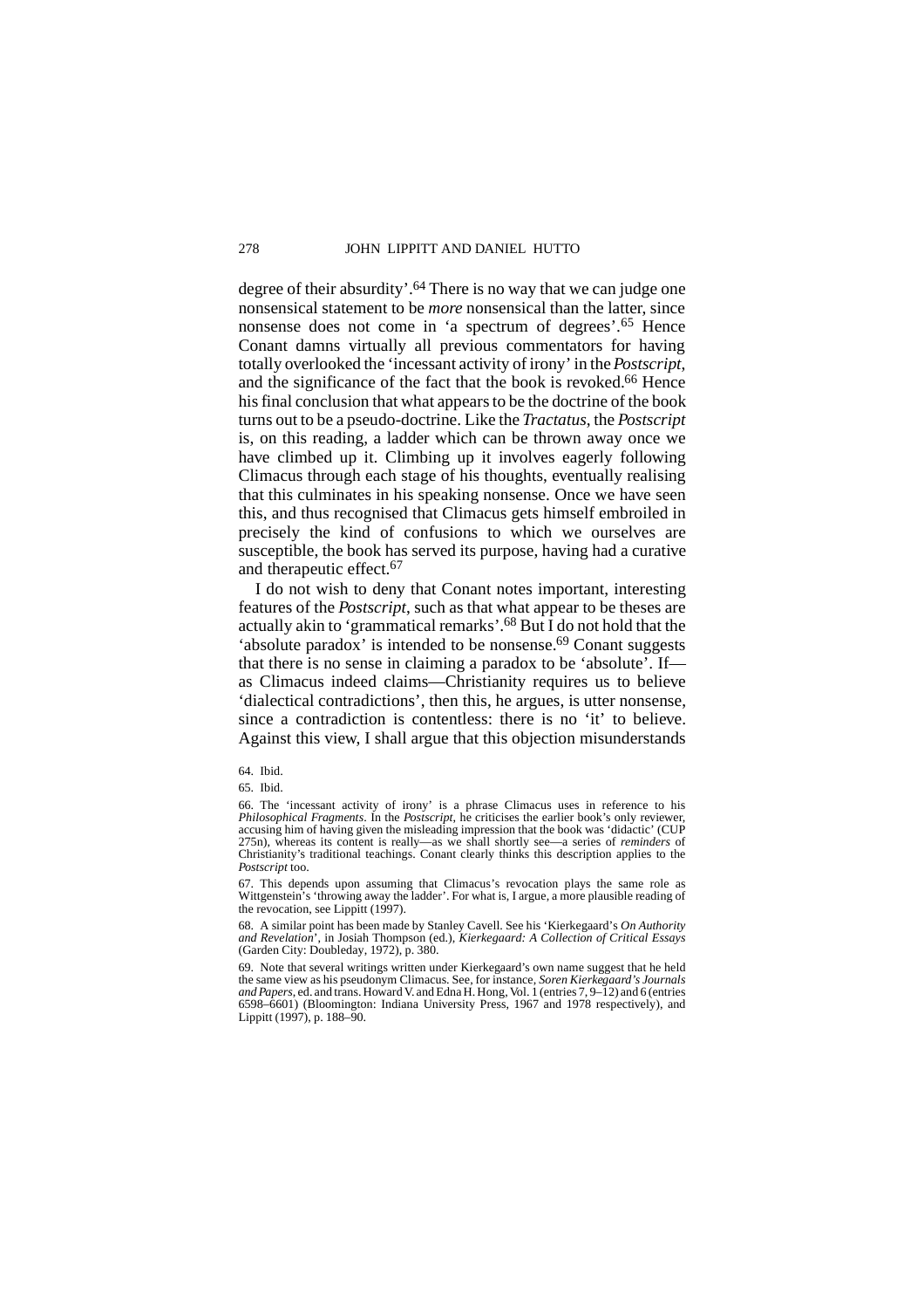degree of their absurdity'.[64] There is no way that we can judge one nonsensical statement to be *more* nonsensical than the latter, since nonsense does not come in 'a spectrum of degrees'.[65] Hence Conant damns virtually all previous commentators for having totally overlooked the 'incessant activity of irony' in the *Postscript*, and the significance of the fact that the book is revoked.[66] Hence his final conclusion that what appears to be the doctrine of the book turns out to be a pseudo-doctrine. Like the *Tractatus*, the *Postscript* is, on this reading, a ladder which can be thrown away once we have climbed up it. Climbing up it involves eagerly following Climacus through each stage of his thoughts, eventually realising that this culminates in his speaking nonsense. Once we have seen this, and thus recognised that Climacus gets himself embroiled in precisely the kind of confusions to which we ourselves are susceptible, the book has served its purpose, having had a curative and therapeutic effect.[67]

I do not wish to deny that Conant notes important, interesting features of the *Postscript*, such as that what appear to be theses are actually akin to 'grammatical remarks'.[68] But I do not hold that the 'absolute paradox' is intended to be nonsense.[69] Conant suggests that there is no sense in claiming a paradox to be 'absolute'. If—as Climacus indeed claims—Christianity requires us to believe 'dialectical contradictions', then this, he argues, is utter nonsense, since a contradiction is contentless: there is no 'it' to believe. Against this view, I shall argue that this objection misunderstands

64. Ibid.

65. Ibid.

66. The 'incessant activity of irony' is a phrase Climacus uses in reference to his *Philosophical Fragments*. In the *Postscript*, he criticises the earlier book's only reviewer, accusing him of having given the misleading impression that the book was 'didactic' (CUP 275n), whereas its content is really—as we shall shortly see—a series of *reminders* of Christianity's traditional teachings. Conant clearly thinks this description applies to the *Postscript* too.

67. This depends upon assuming that Climacus's revocation plays the same role as Wittgenstein's 'throwing away the ladder'. For what is, I argue, a more plausible reading of the revocation, see Lippitt (1997).

68. A similar point has been made by Stanley Cavell. See his 'Kierkegaard's *On Authority and Revelation*', in Josiah Thompson (ed.), *Kierkegaard: A Collection of Critical Essays* (Garden City: Doubleday, 1972), p. 380.

69. Note that several writings written under Kierkegaard's own name suggest that he held the same view as his pseudonym Climacus. See, for instance, *Soren Kierkegaard's Journals and Papers*, ed. and trans. Howard V. and Edna H. Hong, Vol. 1 (entries 7, 9–12) and 6 (entries 6598–6601) (Bloomington: Indiana University Press, 1967 and 1978 respectively), and Lippitt (1997), p. 188–90.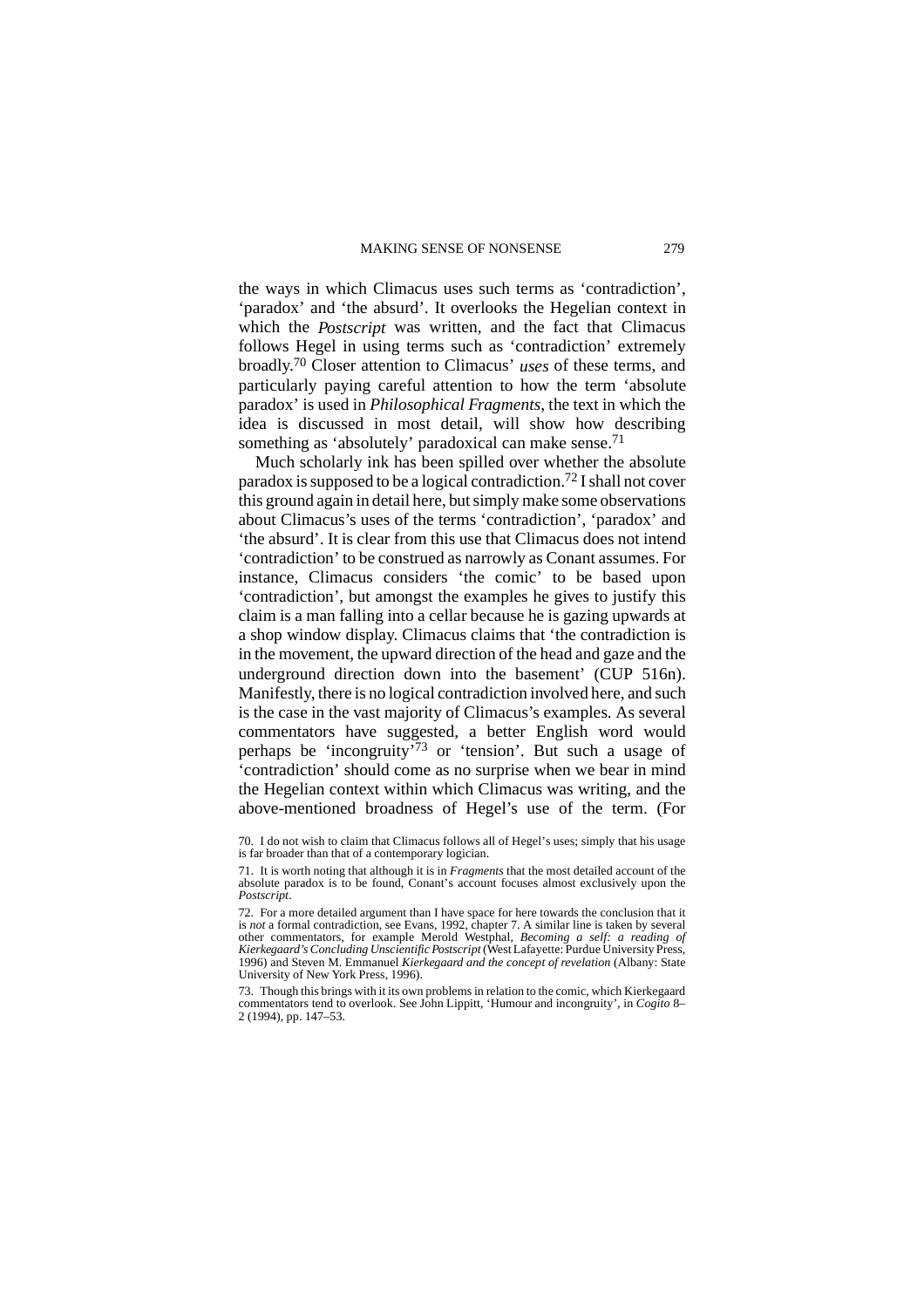the ways in which Climacus uses such terms as 'contradiction', 'paradox' and 'the absurd'. It overlooks the Hegelian context in which the *Postscript* was written, and the fact that Climacus follows Hegel in using terms such as 'contradiction' extremely broadly.[70] Closer attention to Climacus' *uses* of these terms, and particularly paying careful attention to how the term 'absolute paradox' is used in *Philosophical Fragments*, the text in which the idea is discussed in most detail, will show how describing something as 'absolutely' paradoxical can make sense.[71]

Much scholarly ink has been spilled over whether the absolute paradox is supposed to be a logical contradiction.[72] I shall not cover this ground again in detail here, but simply make some observations about Climacus's uses of the terms 'contradiction', 'paradox' and 'the absurd'. It is clear from this use that Climacus does not intend 'contradiction' to be construed as narrowly as Conant assumes. For instance, Climacus considers 'the comic' to be based upon 'contradiction', but amongst the examples he gives to justify this claim is a man falling into a cellar because he is gazing upwards at a shop window display. Climacus claims that 'the contradiction is in the movement, the upward direction of the head and gaze and the underground direction down into the basement' (CUP 516n). Manifestly, there is no logical contradiction involved here, and such is the case in the vast majority of Climacus's examples. As several commentators have suggested, a better English word would perhaps be 'incongruity'[73] or 'tension'. But such a usage of 'contradiction' should come as no surprise when we bear in mind the Hegelian context within which Climacus was writing, and the above-mentioned broadness of Hegel's use of the term. (For

70. I do not wish to claim that Climacus follows all of Hegel's uses; simply that his usage is far broader than that of a contemporary logician.

71. It is worth noting that although it is in *Fragments* that the most detailed account of the absolute paradox is to be found, Conant's account focuses almost exclusively upon the *Postscript*.

72. For a more detailed argument than I have space for here towards the conclusion that it is *not* a formal contradiction, see Evans, 1992, chapter 7. A similar line is taken by several other commentators, for example Merold Westphal, *Becoming a self: a reading of Kierkegaard's Concluding Unscientific Postscript* (West Lafayette: Purdue University Press, 1996) and Steven M. Emmanuel *Kierkegaard and the concept of revelation* (Albany: State University of New York Press, 1996).

73. Though this brings with it its own problems in relation to the comic, which Kierkegaard commentators tend to overlook. See John Lippitt, 'Humour and incongruity', in *Cogito* 8–2 (1994), pp. 147–53.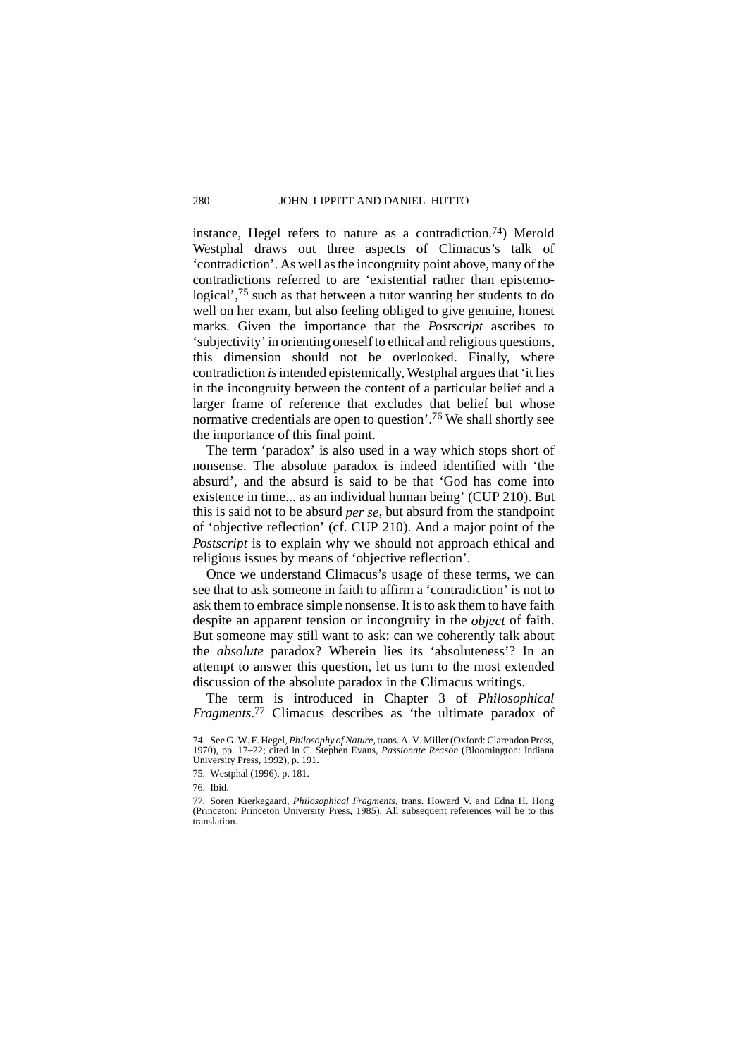instance, Hegel refers to nature as a contradiction.[74]) Merold Westphal draws out three aspects of Climacus's talk of 'contradiction'. As well as the incongruity point above, many of the contradictions referred to are 'existential rather than epistemological',[75] such as that between a tutor wanting her students to do well on her exam, but also feeling obliged to give genuine, honest marks. Given the importance that the *Postscript* ascribes to 'subjectivity' in orienting oneself to ethical and religious questions, this dimension should not be overlooked. Finally, where contradiction *is* intended epistemically, Westphal argues that 'it lies in the incongruity between the content of a particular belief and a larger frame of reference that excludes that belief but whose normative credentials are open to question'.[76] We shall shortly see the importance of this final point.

The term 'paradox' is also used in a way which stops short of nonsense. The absolute paradox is indeed identified with 'the absurd', and the absurd is said to be that 'God has come into existence in time... as an individual human being' (CUP 210). But this is said not to be absurd *per se*, but absurd from the standpoint of 'objective reflection' (cf. CUP 210). And a major point of the *Postscript* is to explain why we should not approach ethical and religious issues by means of 'objective reflection'.

Once we understand Climacus's usage of these terms, we can see that to ask someone in faith to affirm a 'contradiction' is not to ask them to embrace simple nonsense. It is to ask them to have faith despite an apparent tension or incongruity in the *object* of faith. But someone may still want to ask: can we coherently talk about the *absolute* paradox? Wherein lies its 'absoluteness'? In an attempt to answer this question, let us turn to the most extended discussion of the absolute paradox in the Climacus writings.

The term is introduced in Chapter 3 of *Philosophical Fragments*.[77] Climacus describes as 'the ultimate paradox of

74. See G. W. F. Hegel, *Philosophy of Nature*, trans. A. V. Miller (Oxford: Clarendon Press, 1970), pp. 17–22; cited in C. Stephen Evans, *Passionate Reason* (Bloomington: Indiana University Press, 1992), p. 191.

75. Westphal (1996), p. 181.

76. Ibid.

77. Soren Kierkegaard, *Philosophical Fragments*, trans. Howard V. and Edna H. Hong (Princeton: Princeton University Press, 1985). All subsequent references will be to this translation.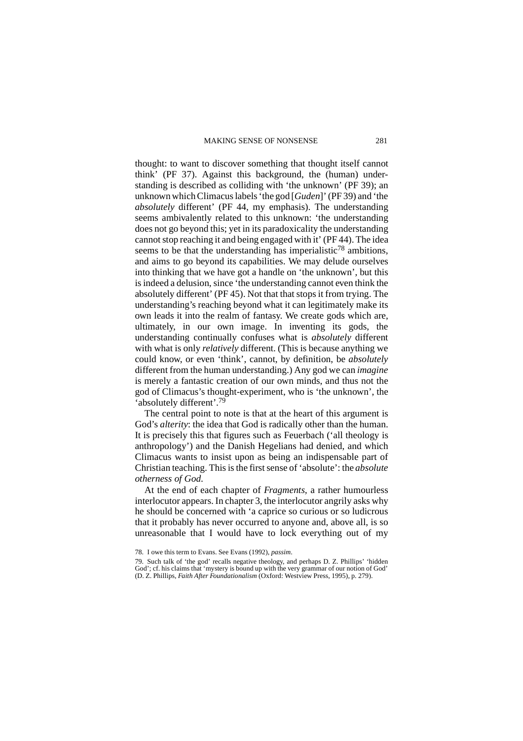thought: to want to discover something that thought itself cannot think' (PF 37). Against this background, the (human) understanding is described as colliding with 'the unknown' (PF 39); an unknown which Climacus labels 'the god [*Guden*]' (PF 39) and 'the *absolutely* different' (PF 44, my emphasis). The understanding seems ambivalently related to this unknown: 'the understanding does not go beyond this; yet in its paradoxicality the understanding cannot stop reaching it and being engaged with it' (PF 44). The idea seems to be that the understanding has imperialistic[78] ambitions, and aims to go beyond its capabilities. We may delude ourselves into thinking that we have got a handle on 'the unknown', but this is indeed a delusion, since 'the understanding cannot even think the absolutely different' (PF 45). Not that that stops it from trying. The understanding's reaching beyond what it can legitimately make its own leads it into the realm of fantasy. We create gods which are, ultimately, in our own image. In inventing its gods, the understanding continually confuses what is *absolutely* different with what is only *relatively* different. (This is because anything we could know, or even 'think', cannot, by definition, be *absolutely* different from the human understanding.) Any god we can *imagine* is merely a fantastic creation of our own minds, and thus not the god of Climacus's thought-experiment, who is 'the unknown', the 'absolutely different'.[79]

The central point to note is that at the heart of this argument is God's *alterity*: the idea that God is radically other than the human. It is precisely this that figures such as Feuerbach ('all theology is anthropology') and the Danish Hegelians had denied, and which Climacus wants to insist upon as being an indispensable part of Christian teaching. This is the first sense of 'absolute': the *absolute otherness of God*.

At the end of each chapter of *Fragments*, a rather humourless interlocutor appears. In chapter 3, the interlocutor angrily asks why he should be concerned with 'a caprice so curious or so ludicrous that it probably has never occurred to anyone and, above all, is so unreasonable that I would have to lock everything out of my

78. I owe this term to Evans. See Evans (1992), *passim*.

79. Such talk of 'the god' recalls negative theology, and perhaps D. Z. Phillips' 'hidden God'; cf. his claims that 'mystery is bound up with the very grammar of our notion of God' (D. Z. Phillips, *Faith After Foundationalism* (Oxford: Westview Press, 1995), p. 279).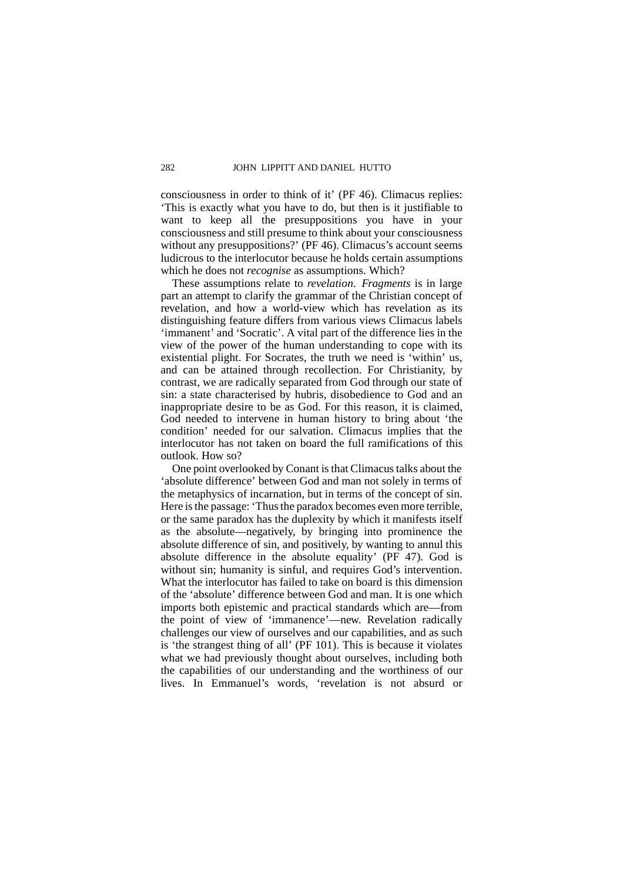consciousness in order to think of it' (PF 46). Climacus replies: 'This is exactly what you have to do, but then is it justifiable to want to keep all the presuppositions you have in your consciousness and still presume to think about your consciousness without any presuppositions?' (PF 46). Climacus's account seems ludicrous to the interlocutor because he holds certain assumptions which he does not *recognise* as assumptions. Which?

These assumptions relate to *revelation. Fragments* is in large part an attempt to clarify the grammar of the Christian concept of revelation, and how a world-view which has revelation as its distinguishing feature differs from various views Climacus labels 'immanent' and 'Socratic'. A vital part of the difference lies in the view of the power of the human understanding to cope with its existential plight. For Socrates, the truth we need is 'within' us, and can be attained through recollection. For Christianity, by contrast, we are radically separated from God through our state of sin: a state characterised by hubris, disobedience to God and an inappropriate desire to be as God. For this reason, it is claimed, God needed to intervene in human history to bring about 'the condition' needed for our salvation. Climacus implies that the interlocutor has not taken on board the full ramifications of this outlook. How so?

One point overlooked by Conant is that Climacus talks about the 'absolute difference' between God and man not solely in terms of the metaphysics of incarnation, but in terms of the concept of sin. Here is the passage: 'Thus the paradox becomes even more terrible, or the same paradox has the duplexity by which it manifests itself as the absolute—negatively, by bringing into prominence the absolute difference of sin, and positively, by wanting to annul this absolute difference in the absolute equality' (PF 47). God is without sin; humanity is sinful, and requires God's intervention. What the interlocutor has failed to take on board is this dimension of the 'absolute' difference between God and man. It is one which imports both epistemic and practical standards which are—from the point of view of 'immanence'—new. Revelation radically challenges our view of ourselves and our capabilities, and as such is 'the strangest thing of all' (PF 101). This is because it violates what we had previously thought about ourselves, including both the capabilities of our understanding and the worthiness of our lives. In Emmanuel's words, 'revelation is not absurd or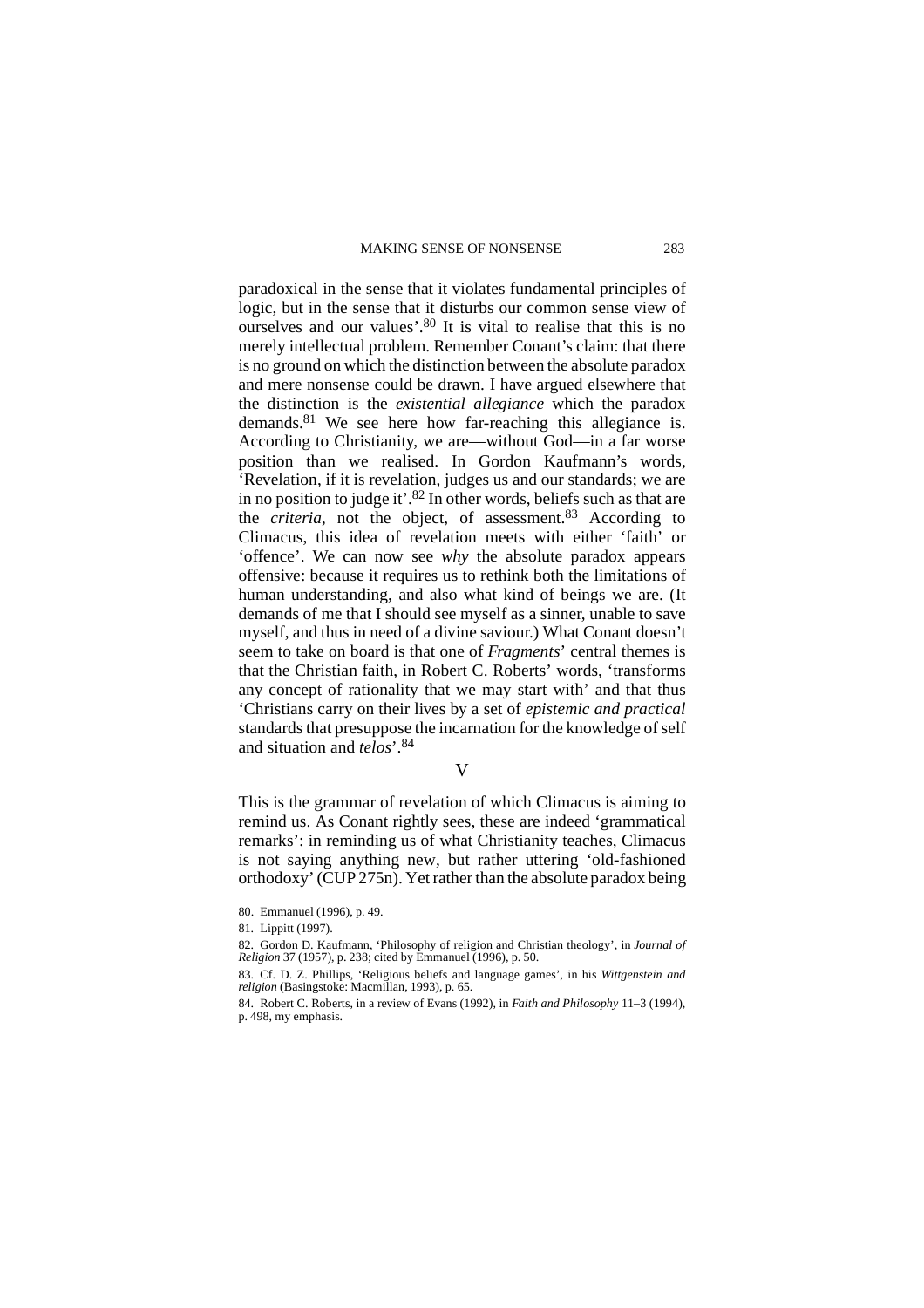paradoxical in the sense that it violates fundamental principles of logic, but in the sense that it disturbs our common sense view of ourselves and our values'.[80] It is vital to realise that this is no merely intellectual problem. Remember Conant's claim: that there is no ground on which the distinction between the absolute paradox and mere nonsense could be drawn. I have argued elsewhere that the distinction is the *existential allegiance* which the paradox demands.[81] We see here how far-reaching this allegiance is. According to Christianity, we are—without God—in a far worse position than we realised. In Gordon Kaufmann's words, 'Revelation, if it is revelation, judges us and our standards; we are in no position to judge it'.[82] In other words, beliefs such as that are the *criteria*, not the object, of assessment.[83] According to Climacus, this idea of revelation meets with either 'faith' or 'offence'. We can now see *why* the absolute paradox appears offensive: because it requires us to rethink both the limitations of human understanding, and also what kind of beings we are. (It demands of me that I should see myself as a sinner, unable to save myself, and thus in need of a divine saviour.) What Conant doesn't seem to take on board is that one of *Fragments*' central themes is that the Christian faith, in Robert C. Roberts' words, 'transforms any concept of rationality that we may start with' and that thus 'Christians carry on their lives by a set of *epistemic and practical* standards that presuppose the incarnation for the knowledge of self and situation and *telos*'.[84]

## V

This is the grammar of revelation of which Climacus is aiming to remind us. As Conant rightly sees, these are indeed 'grammatical remarks': in reminding us of what Christianity teaches, Climacus is not saying anything new, but rather uttering 'old-fashioned orthodoxy' (CUP 275n). Yet rather than the absolute paradox being

80. Emmanuel (1996), p. 49.

81. Lippitt (1997).

82. Gordon D. Kaufmann, 'Philosophy of religion and Christian theology', in *Journal of Religion* 37 (1957), p. 238; cited by Emmanuel (1996), p. 50.

83. Cf. D. Z. Phillips, 'Religious beliefs and language games', in his *Wittgenstein and religion* (Basingstoke: Macmillan, 1993), p. 65.

84. Robert C. Roberts, in a review of Evans (1992), in *Faith and Philosophy* 11–3 (1994), p. 498, my emphasis.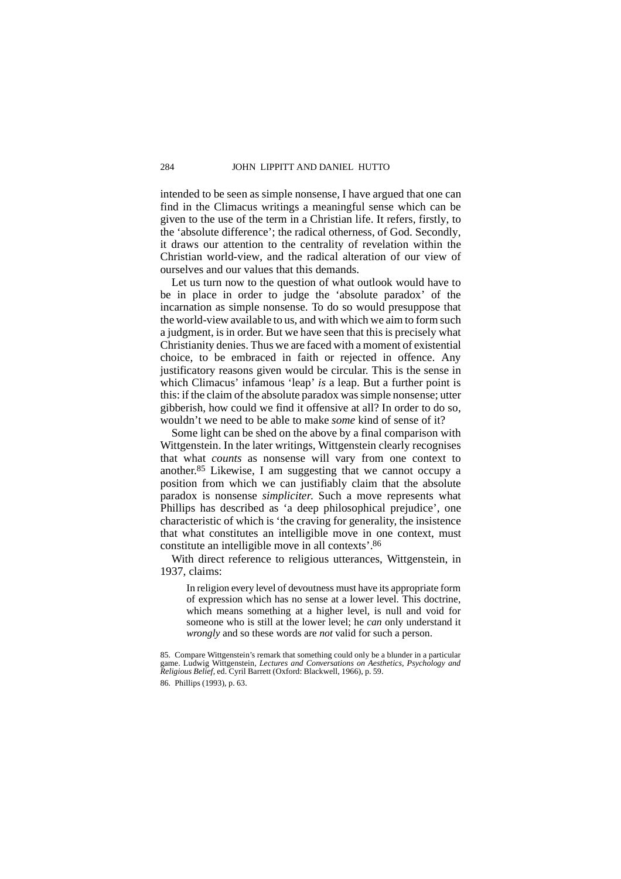intended to be seen as simple nonsense, I have argued that one can find in the Climacus writings a meaningful sense which can be given to the use of the term in a Christian life. It refers, firstly, to the 'absolute difference'; the radical otherness, of God. Secondly, it draws our attention to the centrality of revelation within the Christian world-view, and the radical alteration of our view of ourselves and our values that this demands.

Let us turn now to the question of what outlook would have to be in place in order to judge the 'absolute paradox' of the incarnation as simple nonsense. To do so would presuppose that the world-view available to us, and with which we aim to form such a judgment, is in order. But we have seen that this is precisely what Christianity denies. Thus we are faced with a moment of existential choice, to be embraced in faith or rejected in offence. Any justificatory reasons given would be circular. This is the sense in which Climacus' infamous 'leap' *is* a leap. But a further point is this: if the claim of the absolute paradox was simple nonsense; utter gibberish, how could we find it offensive at all? In order to do so, wouldn't we need to be able to make *some* kind of sense of it?

Some light can be shed on the above by a final comparison with Wittgenstein. In the later writings, Wittgenstein clearly recognises that what *counts* as nonsense will vary from one context to another.[85] Likewise, I am suggesting that we cannot occupy a position from which we can justifiably claim that the absolute paradox is nonsense *simpliciter.* Such a move represents what Phillips has described as 'a deep philosophical prejudice', one characteristic of which is 'the craving for generality, the insistence that what constitutes an intelligible move in one context, must constitute an intelligible move in all contexts'.[86]

With direct reference to religious utterances, Wittgenstein, in 1937, claims:

> In religion every level of devoutness must have its appropriate form of expression which has no sense at a lower level. This doctrine, which means something at a higher level, is null and void for someone who is still at the lower level; he *can* only understand it *wrongly* and so these words are *not* valid for such a person.

85. Compare Wittgenstein's remark that something could only be a blunder in a particular game. Ludwig Wittgenstein, *Lectures and Conversations on Aesthetics, Psychology and Religious Belief*, ed. Cyril Barrett (Oxford: Blackwell, 1966), p. 59.

86. Phillips (1993), p. 63.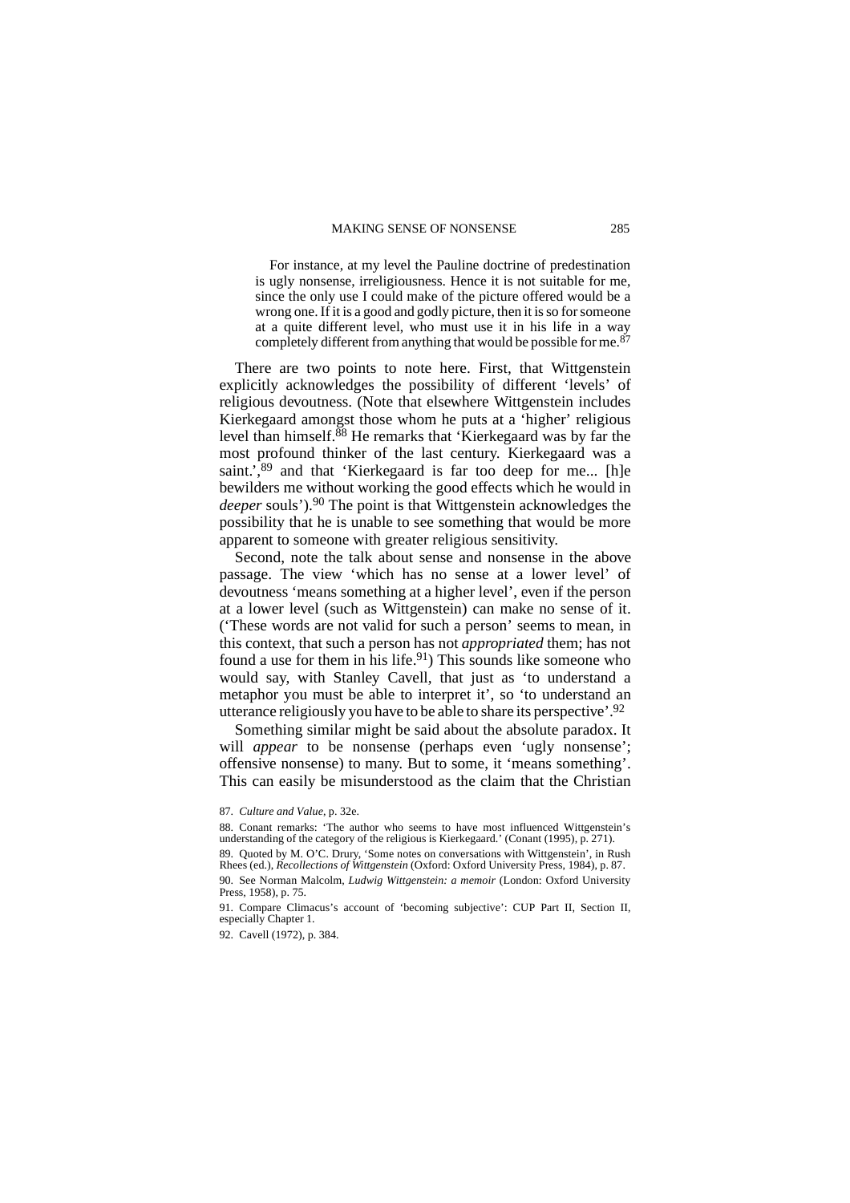> For instance, at my level the Pauline doctrine of predestination is ugly nonsense, irreligiousness. Hence it is not suitable for me, since the only use I could make of the picture offered would be a wrong one. If it is a good and godly picture, then it is so for someone at a quite different level, who must use it in his life in a way completely different from anything that would be possible for me.[87]

There are two points to note here. First, that Wittgenstein explicitly acknowledges the possibility of different 'levels' of religious devoutness. (Note that elsewhere Wittgenstein includes Kierkegaard amongst those whom he puts at a 'higher' religious level than himself.[88] He remarks that 'Kierkegaard was by far the most profound thinker of the last century. Kierkegaard was a saint.',[89] and that 'Kierkegaard is far too deep for me... [h]e bewilders me without working the good effects which he would in *deeper* souls').[90] The point is that Wittgenstein acknowledges the possibility that he is unable to see something that would be more apparent to someone with greater religious sensitivity.

Second, note the talk about sense and nonsense in the above passage. The view 'which has no sense at a lower level' of devoutness 'means something at a higher level', even if the person at a lower level (such as Wittgenstein) can make no sense of it. ('These words are not valid for such a person' seems to mean, in this context, that such a person has not *appropriated* them; has not found a use for them in his life.[91]) This sounds like someone who would say, with Stanley Cavell, that just as 'to understand a metaphor you must be able to interpret it', so 'to understand an utterance religiously you have to be able to share its perspective'.[92]

Something similar might be said about the absolute paradox. It will *appear* to be nonsense (perhaps even 'ugly nonsense'; offensive nonsense) to many. But to some, it 'means something'. This can easily be misunderstood as the claim that the Christian

---

87. *Culture and Value*, p. 32e.

88. Conant remarks: 'The author who seems to have most influenced Wittgenstein's understanding of the category of the religious is Kierkegaard.' (Conant (1995), p. 271).

89. Quoted by M. O'C. Drury, 'Some notes on conversations with Wittgenstein', in Rush Rhees (ed.), *Recollections of Wittgenstein* (Oxford: Oxford University Press, 1984), p. 87.

90. See Norman Malcolm, *Ludwig Wittgenstein: a memoir* (London: Oxford University Press, 1958), p. 75.

91. Compare Climacus's account of 'becoming subjective': CUP Part II, Section II, especially Chapter 1.

92. Cavell (1972), p. 384.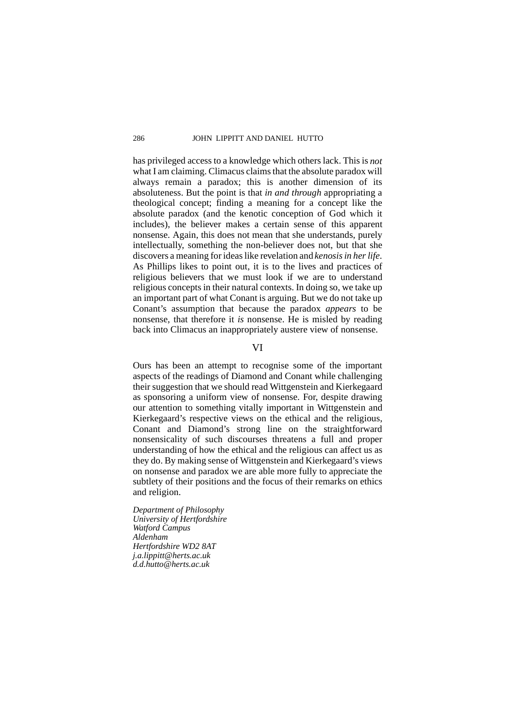has privileged access to a knowledge which others lack. This is *not* what I am claiming. Climacus claims that the absolute paradox will always remain a paradox; this is another dimension of its absoluteness. But the point is that *in and through* appropriating a theological concept; finding a meaning for a concept like the absolute paradox (and the kenotic conception of God which it includes), the believer makes a certain sense of this apparent nonsense. Again, this does not mean that she understands, purely intellectually, something the non-believer does not, but that she discovers a meaning for ideas like revelation and *kenosis in her life*. As Phillips likes to point out, it is to the lives and practices of religious believers that we must look if we are to understand religious concepts in their natural contexts. In doing so, we take up an important part of what Conant is arguing. But we do not take up Conant's assumption that because the paradox *appears* to be nonsense, that therefore it *is* nonsense. He is misled by reading back into Climacus an inappropriately austere view of nonsense.

## VI

Ours has been an attempt to recognise some of the important aspects of the readings of Diamond and Conant while challenging their suggestion that we should read Wittgenstein and Kierkegaard as sponsoring a uniform view of nonsense. For, despite drawing our attention to something vitally important in Wittgenstein and Kierkegaard's respective views on the ethical and the religious, Conant and Diamond's strong line on the straightforward nonsensicality of such discourses threatens a full and proper understanding of how the ethical and the religious can affect us as they do. By making sense of Wittgenstein and Kierkegaard's views on nonsense and paradox we are able more fully to appreciate the subtlety of their positions and the focus of their remarks on ethics and religion.

*Department of Philosophy*
*University of Hertfordshire*
*Watford Campus*
*Aldenham*
*Hertfordshire WD2 8AT*
*j.a.lippitt@herts.ac.uk*
*d.d.hutto@herts.ac.uk*